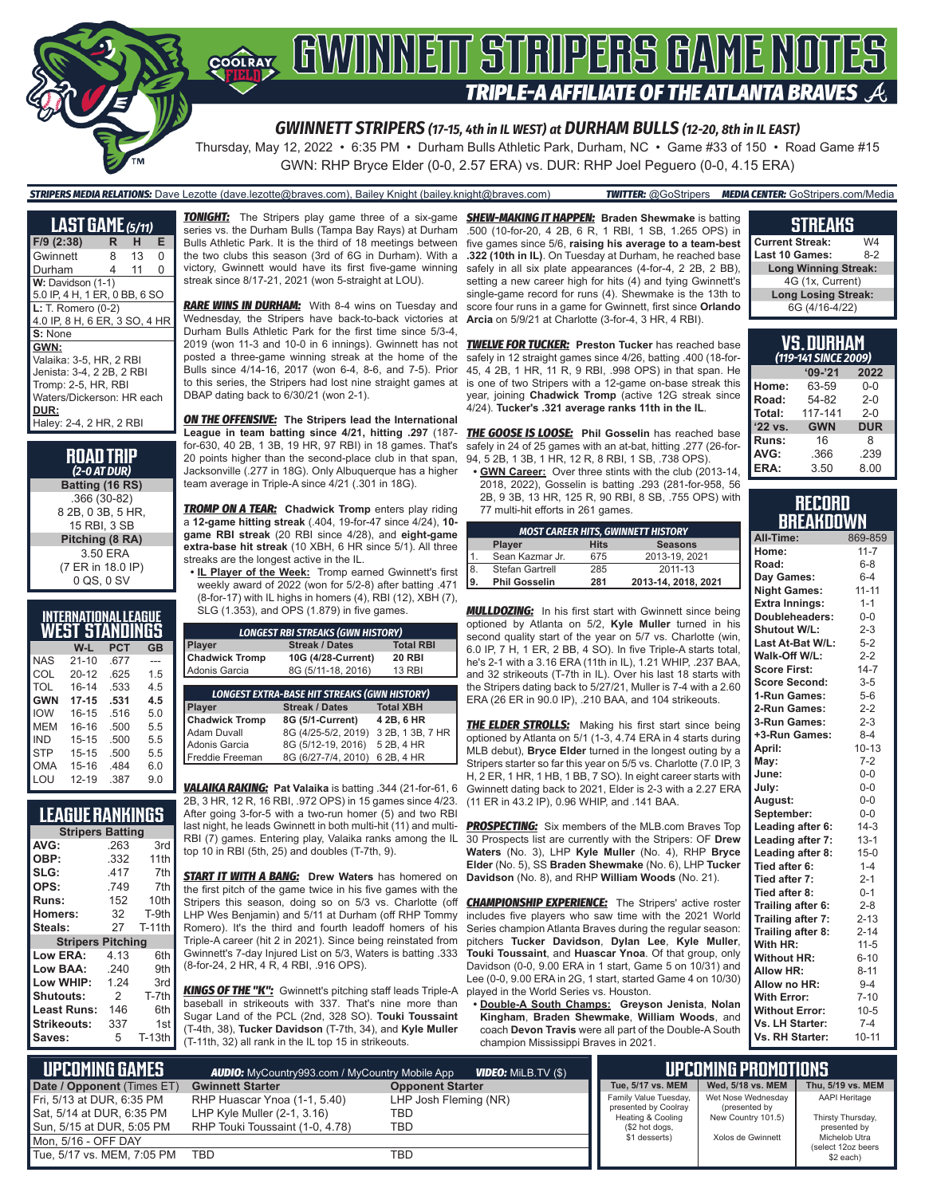# GWINNETT STRIPERS GAME NOTES

## TRIPLE-A AFFILIATE OF THE ATLANTA BRAVES

### GWINNETT STRIPERS (17-15, 4th in IL WEST) at DURHAM BULLS (12-20, 8th in IL EAST)

Thursday, May 12, 2022 • 6:35 PM • Durham Bulls Athletic Park, Durham, NC • Game #33 of 150 • Road Game #15

GWN: RHP Bryce Elder (0-0, 2.57 ERA) vs. DUR: RHP Joel Peguero (0-0, 4.15 ERA)

***STRIPERS MEDIA RELATIONS:*** Dave Lezotte (dave.lezotte@braves.com), Bailey Knight (bailey.knight@braves.com) ***TWITTER:*** @GoStripers ***MEDIA CENTER:*** GoStripers.com/Media

## LAST GAME (5/11)

| F/9 (2:38) | R | H | E |
|---|---|---|---|
| Gwinnett | 8 | 13 | 0 |
| Durham | 4 | 11 | 0 |

**W:** Davidson (1-1)
5.0 IP, 4 H, 1 ER, 0 BB, 6 SO

**L:** T. Romero (0-2)
4.0 IP, 8 H, 6 ER, 3 SO, 4 HR

**S:** None

**GWN:**
Valaika: 3-5, HR, 2 RBI
Jenista: 3-4, 2 2B, 2 RBI
Tromp: 2-5, HR, RBI
Waters/Dickerson: HR each

**DUR:**
Haley: 2-4, 2 HR, 2 RBI

## ROAD TRIP
*(2-0 AT DUR)*

**Batting (16 RS)**
.366 (30-82)
8 2B, 0 3B, 5 HR,
15 RBI, 3 SB

**Pitching (8 RA)**
3.50 ERA
(7 ER in 18.0 IP)
0 QS, 0 SV

## INTERNATIONAL LEAGUE WEST STANDINGS

| | W-L | PCT | GB |
|---|---|---|---|
| NAS | 21-10 | .677 | --- |
| COL | 20-12 | .625 | 1.5 |
| TOL | 16-14 | .533 | 4.5 |
| **GWN** | **17-15** | **.531** | **4.5** |
| IOW | 16-15 | .516 | 5.0 |
| MEM | 16-16 | .500 | 5.5 |
| IND | 15-15 | .500 | 5.5 |
| STP | 15-15 | .500 | 5.5 |
| OMA | 15-16 | .484 | 6.0 |
| LOU | 12-19 | .387 | 9.0 |

## LEAGUE RANKINGS

| Stripers Batting | | |
|---|---|---|
| AVG: | .263 | 3rd |
| OBP: | .332 | 11th |
| SLG: | .417 | 7th |
| OPS: | .749 | 7th |
| Runs: | 152 | 10th |
| Homers: | 32 | T-9th |
| Steals: | 27 | T-11th |
| **Stripers Pitching** | | |
| Low ERA: | 4.13 | 6th |
| Low BAA: | .240 | 9th |
| Low WHIP: | 1.24 | 3rd |
| Shutouts: | 2 | T-7th |
| Least Runs: | 146 | 6th |
| Strikeouts: | 337 | 1st |
| Saves: | 5 | T-13th |

***TONIGHT:*** The Stripers play game three of a six-game series vs. the Durham Bulls (Tampa Bay Rays) at Durham Bulls Athletic Park. It is the third of 18 meetings between the two clubs this season (3 of 6G in Durham). With a victory, Gwinnett would have its first five-game winning streak since 8/17-21, 2021 (won 5-straight at LOU).

***RARE WINS IN DURHAM:*** With 8-4 wins on Tuesday and Wednesday, the Stripers have back-to-back victories at Durham Bulls Athletic Park for the first time since 5/3-4, 2019 (won 11-3 and 10-0 in 6 innings). Gwinnett has not posted a three-game winning streak at the home of the Bulls since 4/14-16, 2017 (won 6-4, 8-6, and 7-5). Prior to this series, the Stripers had lost nine straight games at DBAP dating back to 6/30/21 (won 2-1).

***ON THE OFFENSIVE:*** **The Stripers lead the International League in team batting since 4/21, hitting .297** (187-for-630, 40 2B, 1 3B, 19 HR, 97 RBI) in 18 games. That's 20 points higher than the second-place club in that span, Jacksonville (.277 in 18G). Only Albuquerque has a higher team average in Triple-A since 4/21 (.301 in 18G).

***TROMP ON A TEAR:*** **Chadwick Tromp** enters play riding a **12-game hitting streak** (.404, 19-for-47 since 4/24), **10-game RBI streak** (20 RBI since 4/28), and **eight-game extra-base hit streak** (10 XBH, 6 HR since 5/1). All three streaks are the longest active in the IL.

- **IL Player of the Week:** Tromp earned Gwinnett's first weekly award of 2022 (won for 5/2-8) after batting .471 (8-for-17) with IL highs in homers (4), RBI (12), XBH (7), SLG (1.353), and OPS (1.879) in five games.

| LONGEST RBI STREAKS (GWN HISTORY) | | |
|---|---|---|
| **Player** | **Streak / Dates** | **Total RBI** |
| **Chadwick Tromp** | **10G (4/28-Current)** | **20 RBI** |
| Adonis Garcia | 8G (5/11-18, 2016) | 13 RBI |

| LONGEST EXTRA-BASE HIT STREAKS (GWN HISTORY) | | |
|---|---|---|
| **Player** | **Streak / Dates** | **Total XBH** |
| **Chadwick Tromp** | **8G (5/1-Current)** | **4 2B, 6 HR** |
| Adam Duvall | 8G (4/25-5/2, 2019) | 3 2B, 1 3B, 7 HR |
| Adonis Garcia | 8G (5/12-19, 2016) | 5 2B, 4 HR |
| Freddie Freeman | 8G (6/27-7/4, 2010) | 6 2B, 4 HR |

***VALAIKA RAKING:*** **Pat Valaika** is batting .344 (21-for-61, 6 2B, 3 HR, 12 R, 16 RBI, .972 OPS) in 15 games since 4/23. After going 3-for-5 with a two-run homer (5) and two RBI last night, he leads Gwinnett in both multi-hit (11) and multi-RBI (7) games. Entering play, Valaika ranks among the IL top 10 in RBI (5th, 25) and doubles (T-7th, 9).

***START IT WITH A BANG:*** **Drew Waters** has homered on the first pitch of the game twice in his five games with the Stripers this season, doing so on 5/3 vs. Charlotte (off LHP Wes Benjamin) and 5/11 at Durham (off RHP Tommy Romero). It's the third and fourth leadoff homers of his Triple-A career (hit 2 in 2021). Since being reinstated from Gwinnett's 7-day Injured List on 5/3, Waters is batting .333 (8-for-24, 2 HR, 4 R, 4 RBI, .916 OPS).

***KINGS OF THE "K":*** Gwinnett's pitching staff leads Triple-A baseball in strikeouts with 337. That's nine more than Sugar Land of the PCL (2nd, 328 SO). **Touki Toussaint** (T-4th, 38), **Tucker Davidson** (T-7th, 34), and **Kyle Muller** (T-11th, 32) all rank in the IL top 15 in strikeouts.

***SHEW-MAKING IT HAPPEN:*** **Braden Shewmake** is batting .500 (10-for-20, 4 2B, 6 R, 1 RBI, 1 SB, 1.265 OPS) in five games since 5/6, **raising his average to a team-best .322 (10th in IL)**. On Tuesday at Durham, he reached base safely in all six plate appearances (4-for-4, 2 2B, 2 BB), setting a new career high for hits (4) and tying Gwinnett's single-game record for runs (4). Shewmake is the 13th to score four runs in a game for Gwinnett, first since **Orlando Arcia** on 5/9/21 at Charlotte (3-for-4, 3 HR, 4 RBI).

***TWELVE FOR TUCKER:*** **Preston Tucker** has reached base safely in 12 straight games since 4/26, batting .400 (18-for-45, 4 2B, 1 HR, 11 R, 9 RBI, .998 OPS) in that span. He is one of two Stripers with a 12-game on-base streak this year, joining **Chadwick Tromp** (active 12G streak since 4/24). **Tucker's .321 average ranks 11th in the IL**.

***THE GOOSE IS LOOSE:*** **Phil Gosselin** has reached base safely in 24 of 25 games with an at-bat, hitting .277 (26-for-94, 5 2B, 1 3B, 1 HR, 12 R, 8 RBI, 1 SB, .738 OPS).

- **GWN Career:** Over three stints with the club (2013-14, 2018, 2022), Gosselin is batting .293 (281-for-958, 56 2B, 9 3B, 13 HR, 125 R, 90 RBI, 8 SB, .755 OPS) with 77 multi-hit efforts in 261 games.

| MOST CAREER HITS, GWINNETT HISTORY | | | |
|---|---|---|---|
| | **Player** | **Hits** | **Seasons** |
| 1. | Sean Kazmar Jr. | 675 | 2013-19, 2021 |
| 8. | Stefan Gartrell | 285 | 2011-13 |
| **9.** | **Phil Gosselin** | **281** | **2013-14, 2018, 2021** |

***MULLDOZING:*** In his first start with Gwinnett since being optioned by Atlanta on 5/2, **Kyle Muller** turned in his second quality start of the year on 5/7 vs. Charlotte (win, 6.0 IP, 7 H, 1 ER, 2 BB, 4 SO). In five Triple-A starts total, he's 2-1 with a 3.16 ERA (11th in IL), 1.21 WHIP, .237 BAA, and 32 strikeouts (T-7th in IL). Over his last 18 starts with the Stripers dating back to 5/27/21, Muller is 7-4 with a 2.60 ERA (26 ER in 90.0 IP), .210 BAA, and 104 strikeouts.

***THE ELDER STROLLS:*** Making his first start since being optioned by Atlanta on 5/1 (1-3, 4.74 ERA in 4 starts during MLB debut), **Bryce Elder** turned in the longest outing by a Stripers starter so far this year on 5/5 vs. Charlotte (7.0 IP, 3 H, 2 ER, 1 HR, 1 HB, 1 BB, 7 SO). In eight career starts with Gwinnett dating back to 2021, Elder is 2-3 with a 2.27 ERA (11 ER in 43.2 IP), 0.96 WHIP, and .141 BAA.

***PROSPECTING:*** Six members of the MLB.com Braves Top 30 Prospects list are currently with the Stripers: OF **Drew Waters** (No. 3), LHP **Kyle Muller** (No. 4), RHP **Bryce Elder** (No. 5), SS **Braden Shewmake** (No. 6), LHP **Tucker Davidson** (No. 8), and RHP **William Woods** (No. 21).

***CHAMPIONSHIP EXPERIENCE:*** The Stripers' active roster includes five players who saw time with the 2021 World Series champion Atlanta Braves during the regular season: pitchers **Tucker Davidson**, **Dylan Lee**, **Kyle Muller**, **Touki Toussaint**, and **Huascar Ynoa**. Of that group, only Davidson (0-0, 9.00 ERA in 1 start, Game 5 on 10/31) and Lee (0-0, 9.00 ERA in 2G, 1 start, started Game 4 on 10/30) played in the World Series vs. Houston.

- **Double-A South Champs:** **Greyson Jenista**, **Nolan Kingham**, **Braden Shewmake**, **William Woods**, and coach **Devon Travis** were all part of the Double-A South champion Mississippi Braves in 2021.

## STREAKS

| | |
|---|---|
| Current Streak: | W4 |
| Last 10 Games: | 8-2 |
| **Long Winning Streak:** | |
| 4G (1x, Current) | |
| **Long Losing Streak:** | |
| 6G (4/16-4/22) | |

## VS. DURHAM
*(119-141 SINCE 2009)*

| | '09-'21 | 2022 |
|---|---|---|
| Home: | 63-59 | 0-0 |
| Road: | 54-82 | 2-0 |
| Total: | 117-141 | 2-0 |
| **'22 vs.** | **GWN** | **DUR** |
| Runs: | 16 | 8 |
| AVG: | .366 | .239 |
| ERA: | 3.50 | 8.00 |

## RECORD BREAKDOWN

| | |
|---|---|
| All-Time: | 869-859 |
| Home: | 11-7 |
| Road: | 6-8 |
| Day Games: | 6-4 |
| Night Games: | 11-11 |
| Extra Innings: | 1-1 |
| Doubleheaders: | 0-0 |
| Shutout W/L: | 2-3 |
| Last At-Bat W/L: | 5-2 |
| Walk-Off W/L: | 2-2 |
| Score First: | 14-7 |
| Score Second: | 3-5 |
| 1-Run Games: | 5-6 |
| 2-Run Games: | 2-2 |
| 3-Run Games: | 2-3 |
| +3-Run Games: | 8-4 |
| April: | 10-13 |
| May: | 7-2 |
| June: | 0-0 |
| July: | 0-0 |
| August: | 0-0 |
| September: | 0-0 |
| Leading after 6: | 14-3 |
| Leading after 7: | 13-1 |
| Leading after 8: | 15-0 |
| Tied after 6: | 1-4 |
| Tied after 7: | 2-1 |
| Tied after 8: | 0-1 |
| Trailing after 6: | 2-8 |
| Trailing after 7: | 2-13 |
| Trailing after 8: | 2-14 |
| With HR: | 11-5 |
| Without HR: | 6-10 |
| Allow HR: | 8-11 |
| Allow no HR: | 9-4 |
| With Error: | 7-10 |
| Without Error: | 10-5 |
| Vs. LH Starter: | 7-4 |
| Vs. RH Starter: | 10-11 |

## UPCOMING GAMES

***AUDIO:*** MyCountry993.com / MyCountry Mobile App ***VIDEO:*** MiLB.TV ($)

| Date / Opponent (Times ET) | Gwinnett Starter | Opponent Starter |
|---|---|---|
| Fri, 5/13 at DUR, 6:35 PM | RHP Huascar Ynoa (1-1, 5.40) | LHP Josh Fleming (NR) |
| Sat, 5/14 at DUR, 6:35 PM | LHP Kyle Muller (2-1, 3.16) | TBD |
| Sun, 5/15 at DUR, 5:05 PM | RHP Touki Toussaint (1-0, 4.78) | TBD |
| Mon, 5/16 - OFF DAY | | |
| Tue, 5/17 vs. MEM, 7:05 PM | TBD | TBD |

## UPCOMING PROMOTIONS

| Tue, 5/17 vs. MEM | Wed, 5/18 vs. MEM | Thu, 5/19 vs. MEM |
|---|---|---|
| Family Value Tuesday, presented by Coolray Heating & Cooling ($2 hot dogs, $1 desserts) | Wet Nose Wednesday (presented by New Country 101.5) Xolos de Gwinnett | AAPI Heritage Thirsty Thursday, presented by Michelob Ultra (select 12oz beers $2 each) |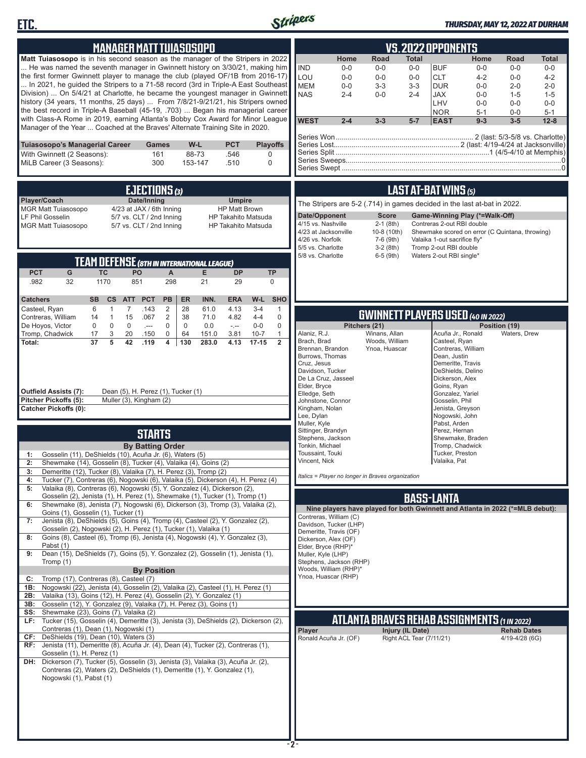## MANAGER MATT TUIASOSOPO

**Matt Tuiasosopo** is in his second season as the manager of the Stripers in 2022 ... He was named the seventh manager in Gwinnett history on 3/30/21, making him the first former Gwinnett player to manage the club (played OF/1B from 2016-17) ... In 2021, he guided the Stripers to a 71-58 record (3rd in Triple-A East Southeast Division) ... On 5/4/21 at Charlotte, he became the youngest manager in Gwinnett history (34 years, 11 months, 25 days) ... From 7/8/21-9/21/21, his Stripers owned the best record in Triple-A Baseball (45-19, .703) ... Began his managerial career with Class-A Rome in 2019, earning Atlanta's Bobby Cox Award for Minor League Manager of the Year ... Coached at the Braves' Alternate Training Site in 2020.

| Tuiasosopo's Managerial Career | Games | W-L | PCT | Playoffs |
|---|---|---|---|---|
| With Gwinnett (2 Seasons): | 161 | 88-73 | .546 | 0 |
| MiLB Career (3 Seasons): | 300 | 153-147 | .510 | 0 |

## EJECTIONS (3)

| Player/Coach | Date/Inning | Umpire |
|---|---|---|
| MGR Matt Tuiasosopo | 4/23 at JAX / 6th Inning | HP Matt Brown |
| LF Phil Gosselin | 5/7 vs. CLT / 2nd Inning | HP Takahito Matsuda |
| MGR Matt Tuiasosopo | 5/7 vs. CLT / 2nd Inning | HP Takahito Matsuda |

## TEAM DEFENSE (8TH IN INTERNATIONAL LEAGUE)

| PCT | G | TC | PO | A | E | DP | TP |
|---|---|---|---|---|---|---|---|
| .982 | 32 | 1170 | 851 | 298 | 21 | 29 | 0 |

| Catchers | SB | CS | ATT | PCT | PB | ER | INN. | ERA | W-L | SHO |
|---|---|---|---|---|---|---|---|---|---|---|
| Casteel, Ryan | 6 | 1 | 7 | .143 | 2 | 28 | 61.0 | 4.13 | 3-4 | 1 |
| Contreras, William | 14 | 1 | 15 | .067 | 2 | 38 | 71.0 | 4.82 | 4-4 | 0 |
| De Hoyos, Victor | 0 | 0 | 0 | .--- | 0 | 0 | 0.0 | -.-- | 0-0 | 0 |
| Tromp, Chadwick | 17 | 3 | 20 | .150 | 0 | 64 | 151.0 | 3.81 | 10-7 | 1 |
| **Total:** | **37** | **5** | **42** | **.119** | **4** | **130** | **283.0** | **4.13** | **17-15** | **2** |

**Outfield Assists (7):** Dean (5), H. Perez (1), Tucker (1)
**Pitcher Pickoffs (5):** Muller (3), Kingham (2)
**Catcher Pickoffs (0):**

## STARTS

**By Batting Order**

1: Gosselin (11), DeShields (10), Acuña Jr. (6), Waters (5)
2: Shewmake (14), Gosselin (8), Tucker (4), Valaika (4), Goins (2)
3: Demeritte (12), Tucker (8), Valaika (7), H. Perez (3), Tromp (2)
4: Tucker (7), Contreras (6), Nogowski (6), Valaika (5), Dickerson (4), H. Perez (4)
5: Valaika (8), Contreras (6), Nogowski (5), Y. Gonzalez (4), Dickerson (2), Gosselin (2), Jenista (1), H. Perez (1), Shewmake (1), Tucker (1), Tromp (1)
6: Shewmake (8), Jenista (7), Nogowski (6), Dickerson (3), Tromp (3), Valaika (2), Goins (1), Gosselin (1), Tucker (1)
7: Jenista (8), DeShields (5), Goins (4), Tromp (4), Casteel (2), Y. Gonzalez (2), Gosselin (2), Nogowski (2), H. Perez (1), Tucker (1), Valaika (1)
8: Goins (8), Casteel (6), Tromp (6), Jenista (4), Nogowski (4), Y. Gonzalez (3), Pabst (1)
9: Dean (15), DeShields (7), Goins (5), Y. Gonzalez (2), Gosselin (1), Jenista (1), Tromp (1)

**By Position**

C: Tromp (17), Contreras (8), Casteel (7)
1B: Nogowski (22), Jenista (4), Gosselin (2), Valaika (2), Casteel (1), H. Perez (1)
2B: Valaika (13), Goins (12), H. Perez (4), Gosselin (2), Y. Gonzalez (1)
3B: Gosselin (12), Y. Gonzalez (9), Valaika (7), H. Perez (3), Goins (1)
SS: Shewmake (23), Goins (7), Valaika (2)
LF: Tucker (15), Gosselin (4), Demeritte (3), Jenista (3), DeShields (2), Dickerson (2), Contreras (1), Dean (1), Nogowski (1)
CF: DeShields (19), Dean (10), Waters (3)
RF: Jenista (11), Demeritte (8), Acuña Jr. (4), Dean (4), Tucker (2), Contreras (1), Gosselin (1), H. Perez (1)
DH: Dickerson (7), Tucker (5), Gosselin (3), Jenista (3), Valaika (3), Acuña Jr. (2), Contreras (2), Waters (2), DeShields (1), Demeritte (1), Y. Gonzalez (1), Nogowski (1), Pabst (1)

## VS. 2022 OPPONENTS

| | Home | Road | Total | | Home | Road | Total |
|---|---|---|---|---|---|---|---|
| IND | 0-0 | 0-0 | 0-0 | BUF | 0-0 | 0-0 | 0-0 |
| LOU | 0-0 | 0-0 | 0-0 | CLT | 4-2 | 0-0 | 4-2 |
| MEM | 0-0 | 3-3 | 3-3 | DUR | 0-0 | 2-0 | 2-0 |
| NAS | 2-4 | 0-0 | 2-4 | JAX | 0-0 | 1-5 | 1-5 |
| | | | | LHV | 0-0 | 0-0 | 0-0 |
| | | | | NOR | 5-1 | 0-0 | 5-1 |
| **WEST** | **2-4** | **3-3** | **5-7** | **EAST** | **9-3** | **3-5** | **12-8** |

Series Won: 2 (last: 5/3-5/8 vs. Charlotte)
Series Lost: 2 (last: 4/19-4/24 at Jacksonville)
Series Split: 1 (4/5-4/10 at Memphis)
Series Sweeps: 0
Series Swept: 0

## LAST AT-BAT WINS (5)

The Stripers are 5-2 (.714) in games decided in the last at-bat in 2022.

| Date/Opponent | Score | Game-Winning Play (*=Walk-Off) |
|---|---|---|
| 4/15 vs. Nashville | 2-1 (8th) | Contreras 2-out RBI double |
| 4/23 at Jacksonville | 10-8 (10th) | Shewmake scored on error (C Quintana, throwing) |
| 4/26 vs. Norfolk | 7-6 (9th) | Valaika 1-out sacrifice fly* |
| 5/5 vs. Charlotte | 3-2 (8th) | Tromp 2-out RBI double |
| 5/8 vs. Charlotte | 6-5 (9th) | Waters 2-out RBI single* |

## GWINNETT PLAYERS USED (40 IN 2022)

**Pitchers (21)**

Alaniz, R.J.
Brach, Brad
Brennan, Brandon
Burrows, Thomas
Cruz, Jesus
Davidson, Tucker
De La Cruz, Jasseel
Elder, Bryce
Elledge, Seth
Johnstone, Connor
Kingham, Nolan
Lee, Dylan
Muller, Kyle
Sittinger, Brandyn
Stephens, Jackson
Tonkin, Michael
Toussaint, Touki
Vincent, Nick
Winans, Allan
Woods, William
Ynoa, Huascar

**Position (19)**

Acuña Jr., Ronald
Casteel, Ryan
Contreras, William
Dean, Justin
Demeritte, Travis
DeShields, Delino
Dickerson, Alex
Goins, Ryan
Gonzalez, Yariel
Gosselin, Phil
Jenista, Greyson
Nogowski, John
Pabst, Arden
Perez, Hernan
Shewmake, Braden
Tromp, Chadwick
Tucker, Preston
Valaika, Pat
Waters, Drew

*Italics = Player no longer in Braves organization*

## BASS-LANTA

**Nine players have played for both Gwinnett and Atlanta in 2022 (*=MLB debut):**

Contreras, William (C)
Davidson, Tucker (LHP)
Demeritte, Travis (OF)
Dickerson, Alex (OF)
Elder, Bryce (RHP)*
Muller, Kyle (LHP)
Stephens, Jackson (RHP)
Woods, William (RHP)*
Ynoa, Huascar (RHP)

## ATLANTA BRAVES REHAB ASSIGNMENTS (1 IN 2022)

| Player | Injury (IL Date) | Rehab Dates |
|---|---|---|
| Ronald Acuña Jr. (OF) | Right ACL Tear (7/11/21) | 4/19-4/28 (6G) |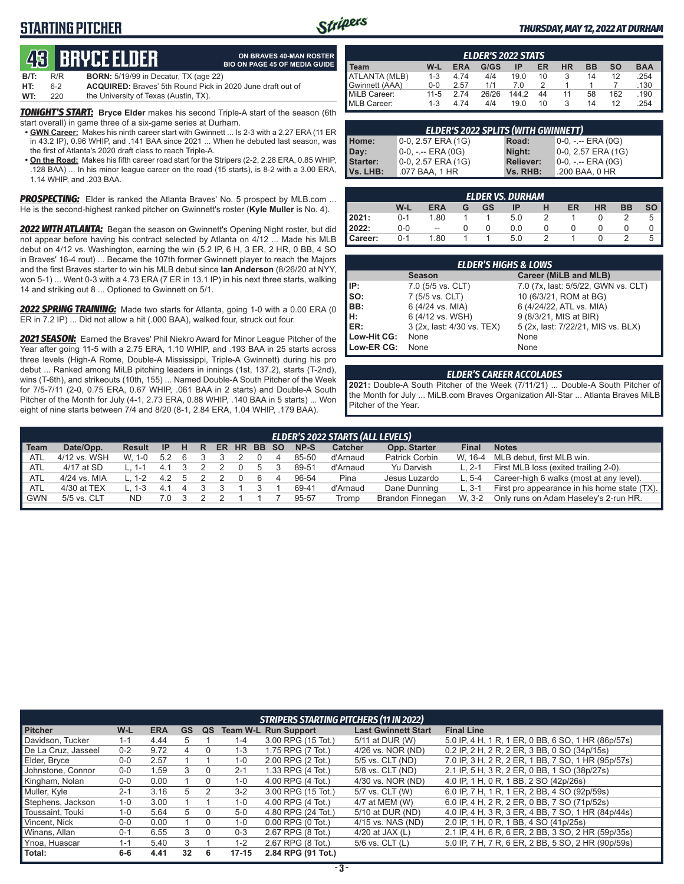# STARTING PITCHER

*THURSDAY, MAY 12, 2022 AT DURHAM*

## 43 BRYCE ELDER

**ON BRAVES 40-MAN ROSTER**
**BIO ON PAGE 45 OF MEDIA GUIDE**

**B/T:** R/R **BORN:** 5/19/99 in Decatur, TX (age 22)
**HT:** 6-2 **ACQUIRED:** Braves' 5th Round Pick in 2020 June draft out of
**WT:** 220 the University of Texas (Austin, TX).

***TONIGHT'S START:*** **Bryce Elder** makes his second Triple-A start of the season (6th start overall) in game three of a six-game series at Durham.

- **GWN Career:** Makes his ninth career start with Gwinnett ... Is 2-3 with a 2.27 ERA (11 ER in 43.2 IP), 0.96 WHIP, and .141 BAA since 2021 ... When he debuted last season, was the first of Atlanta's 2020 draft class to reach Triple-A.
- **On the Road:** Makes his fifth career road start for the Stripers (2-2, 2.28 ERA, 0.85 WHIP, .128 BAA) ... In his minor league career on the road (15 starts), is 8-2 with a 3.00 ERA, 1.14 WHIP, and .203 BAA.

***PROSPECTING:*** Elder is ranked the Atlanta Braves' No. 5 prospect by MLB.com ... He is the second-highest ranked pitcher on Gwinnett's roster (**Kyle Muller** is No. 4).

***2022 WITH ATLANTA:*** Began the season on Gwinnett's Opening Night roster, but did not appear before having his contract selected by Atlanta on 4/12 ... Made his MLB debut on 4/12 vs. Washington, earning the win (5.2 IP, 6 H, 3 ER, 2 HR, 0 BB, 4 SO in Braves' 16-4 rout) ... Became the 107th former Gwinnett player to reach the Majors and the first Braves starter to win his MLB debut since **Ian Anderson** (8/26/20 at NYY, won 5-1) ... Went 0-3 with a 4.73 ERA (7 ER in 13.1 IP) in his next three starts, walking 14 and striking out 8 ... Optioned to Gwinnett on 5/1.

***2022 SPRING TRAINING:*** Made two starts for Atlanta, going 1-0 with a 0.00 ERA (0 ER in 7.2 IP) ... Did not allow a hit (.000 BAA), walked four, struck out four.

***2021 SEASON:*** Earned the Braves' Phil Niekro Award for Minor League Pitcher of the Year after going 11-5 with a 2.75 ERA, 1.10 WHIP, and .193 BAA in 25 starts across three levels (High-A Rome, Double-A Mississippi, Triple-A Gwinnett) during his pro debut ... Ranked among MiLB pitching leaders in innings (1st, 137.2), starts (T-2nd), wins (T-6th), and strikeouts (10th, 155) ... Named Double-A South Pitcher of the Week for 7/5-7/11 (2-0, 0.75 ERA, 0.67 WHIP, .061 BAA in 2 starts) and Double-A South Pitcher of the Month for July (4-1, 2.73 ERA, 0.88 WHIP, .140 BAA in 5 starts) ... Won eight of nine starts between 7/4 and 8/20 (8-1, 2.84 ERA, 1.04 WHIP, .179 BAA).

### ELDER'S 2022 STATS

| Team | W-L | ERA | G/GS | IP | ER | HR | BB | SO | BAA |
|---|---|---|---|---|---|---|---|---|---|
| ATLANTA (MLB) | 1-3 | 4.74 | 4/4 | 19.0 | 10 | 3 | 14 | 12 | .254 |
| Gwinnett (AAA) | 0-0 | 2.57 | 1/1 | 7.0 | 2 | 1 | 1 | 7 | .130 |
| MiLB Career: | 11-5 | 2.74 | 26/26 | 144.2 | 44 | 11 | 58 | 162 | .190 |
| MLB Career: | 1-3 | 4.74 | 4/4 | 19.0 | 10 | 3 | 14 | 12 | .254 |

### ELDER'S 2022 SPLITS (WITH GWINNETT)

| | | | |
|---|---|---|---|
| Home: | 0-0, 2.57 ERA (1G) | Road: | 0-0, -.-- ERA (0G) |
| Day: | 0-0, -.-- ERA (0G) | Night: | 0-0, 2.57 ERA (1G) |
| Starter: | 0-0, 2.57 ERA (1G) | Reliever: | 0-0, -.-- ERA (0G) |
| Vs. LHB: | .077 BAA, 1 HR | Vs. RHB: | .200 BAA, 0 HR |

### ELDER VS. DURHAM

| | W-L | ERA | G | GS | IP | H | ER | HR | BB | SO |
|---|---|---|---|---|---|---|---|---|---|---|
| 2021: | 0-1 | 1.80 | 1 | 1 | 5.0 | 2 | 1 | 0 | 2 | 5 |
| 2022: | 0-0 | -- | 0 | 0 | 0.0 | 0 | 0 | 0 | 0 | 0 |
| Career: | 0-1 | 1.80 | 1 | 1 | 5.0 | 2 | 1 | 0 | 2 | 5 |

### ELDER'S HIGHS & LOWS

| | Season | Career (MiLB and MLB) |
|---|---|---|
| IP: | 7.0 (5/5 vs. CLT) | 7.0 (7x, last: 5/5/22, GWN vs. CLT) |
| SO: | 7 (5/5 vs. CLT) | 10 (6/3/21, ROM at BG) |
| BB: | 6 (4/24 vs. MIA) | 6 (4/24/22, ATL vs. MIA) |
| H: | 6 (4/12 vs. WSH) | 9 (8/3/21, MIS at BIR) |
| ER: | 3 (2x, last: 4/30 vs. TEX) | 5 (2x, last: 7/22/21, MIS vs. BLX) |
| Low-Hit CG: | None | None |
| Low-ER CG: | None | None |

### ELDER'S CAREER ACCOLADES

**2021:** Double-A South Pitcher of the Week (7/11/21) ... Double-A South Pitcher of the Month for July ... MiLB.com Braves Organization All-Star ... Atlanta Braves MiLB Pitcher of the Year.

### ELDER'S 2022 STARTS (ALL LEVELS)

| Team | Date/Opp. | Result | IP | H | R | ER | HR | BB | SO | NP-S | Catcher | Opp. Starter | Final | Notes |
|---|---|---|---|---|---|---|---|---|---|---|---|---|---|---|
| ATL | 4/12 vs. WSH | W, 1-0 | 5.2 | 6 | 3 | 3 | 2 | 0 | 4 | 85-50 | d'Arnaud | Patrick Corbin | W, 16-4 | MLB debut, first MLB win. |
| ATL | 4/17 at SD | L, 1-1 | 4.1 | 3 | 2 | 2 | 0 | 5 | 3 | 89-51 | d'Arnaud | Yu Darvish | L, 2-1 | First MLB loss (exited trailing 2-0). |
| ATL | 4/24 vs. MIA | L, 1-2 | 4.2 | 5 | 2 | 2 | 0 | 6 | 4 | 96-54 | Pina | Jesus Luzardo | L, 5-4 | Career-high 6 walks (most at any level). |
| ATL | 4/30 at TEX | L, 1-3 | 4.1 | 4 | 3 | 3 | 1 | 3 | 1 | 69-41 | d'Arnaud | Dane Dunning | L, 3-1 | First pro appearance in his home state (TX). |
| GWN | 5/5 vs. CLT | ND | 7.0 | 3 | 2 | 2 | 1 | 1 | 7 | 95-57 | Tromp | Brandon Finnegan | W, 3-2 | Only runs on Adam Haseley's 2-run HR. |

### STRIPERS STARTING PITCHERS (11 IN 2022)

| Pitcher | W-L | ERA | GS | QS | Team W-L | Run Support | Last Gwinnett Start | Final Line |
|---|---|---|---|---|---|---|---|---|
| Davidson, Tucker | 1-1 | 4.44 | 5 | 1 | 1-4 | 3.00 RPG (15 Tot.) | 5/11 at DUR (W) | 5.0 IP, 4 H, 1 R, 1 ER, 0 BB, 6 SO, 1 HR (86p/57s) |
| De La Cruz, Jasseel | 0-2 | 9.72 | 4 | 0 | 1-3 | 1.75 RPG (7 Tot.) | 4/26 vs. NOR (ND) | 0.2 IP, 2 H, 2 R, 2 ER, 3 BB, 0 SO (34p/15s) |
| Elder, Bryce | 0-0 | 2.57 | 1 | 1 | 1-0 | 2.00 RPG (2 Tot.) | 5/5 vs. CLT (ND) | 7.0 IP, 3 H, 2 R, 2 ER, 1 BB, 7 SO, 1 HR (95p/57s) |
| Johnstone, Connor | 0-0 | 1.59 | 3 | 0 | 2-1 | 1.33 RPG (4 Tot.) | 5/8 vs. CLT (ND) | 2.1 IP, 5 H, 3 R, 2 ER, 0 BB, 1 SO (38p/27s) |
| Kingham, Nolan | 0-0 | 0.00 | 1 | 0 | 1-0 | 4.00 RPG (4 Tot.) | 4/30 vs. NOR (ND) | 4.0 IP, 1 H, 0 R, 1 BB, 2 SO (42p/26s) |
| Muller, Kyle | 2-1 | 3.16 | 5 | 2 | 3-2 | 3.00 RPG (15 Tot.) | 5/7 vs. CLT (W) | 6.0 IP, 7 H, 1 R, 1 ER, 2 BB, 4 SO (92p/59s) |
| Stephens, Jackson | 1-0 | 3.00 | 1 | 1 | 1-0 | 4.00 RPG (4 Tot.) | 4/7 at MEM (W) | 6.0 IP, 4 H, 2 R, 2 ER, 0 BB, 7 SO (71p/52s) |
| Toussaint, Touki | 1-0 | 5.64 | 5 | 0 | 5-0 | 4.80 RPG (24 Tot.) | 5/10 at DUR (ND) | 4.0 IP, 4 H, 3 R, 3 ER, 4 BB, 7 SO, 1 HR (84p/44s) |
| Vincent, Nick | 0-0 | 0.00 | 1 | 0 | 1-0 | 0.00 RPG (0 Tot.) | 4/15 vs. NAS (ND) | 2.0 IP, 1 H, 0 R, 1 BB, 4 SO (41p/25s) |
| Winans, Allan | 0-1 | 6.55 | 3 | 0 | 0-3 | 2.67 RPG (8 Tot.) | 4/20 at JAX (L) | 2.1 IP, 4 H, 6 R, 6 ER, 2 BB, 3 SO, 2 HR (59p/35s) |
| Ynoa, Huascar | 1-1 | 5.40 | 3 | 1 | 1-2 | 2.67 RPG (8 Tot.) | 5/6 vs. CLT (L) | 5.0 IP, 7 H, 7 R, 6 ER, 2 BB, 5 SO, 2 HR (90p/59s) |
| **Total:** | **6-6** | **4.41** | **32** | **6** | **17-15** | **2.84 RPG (91 Tot.)** | | |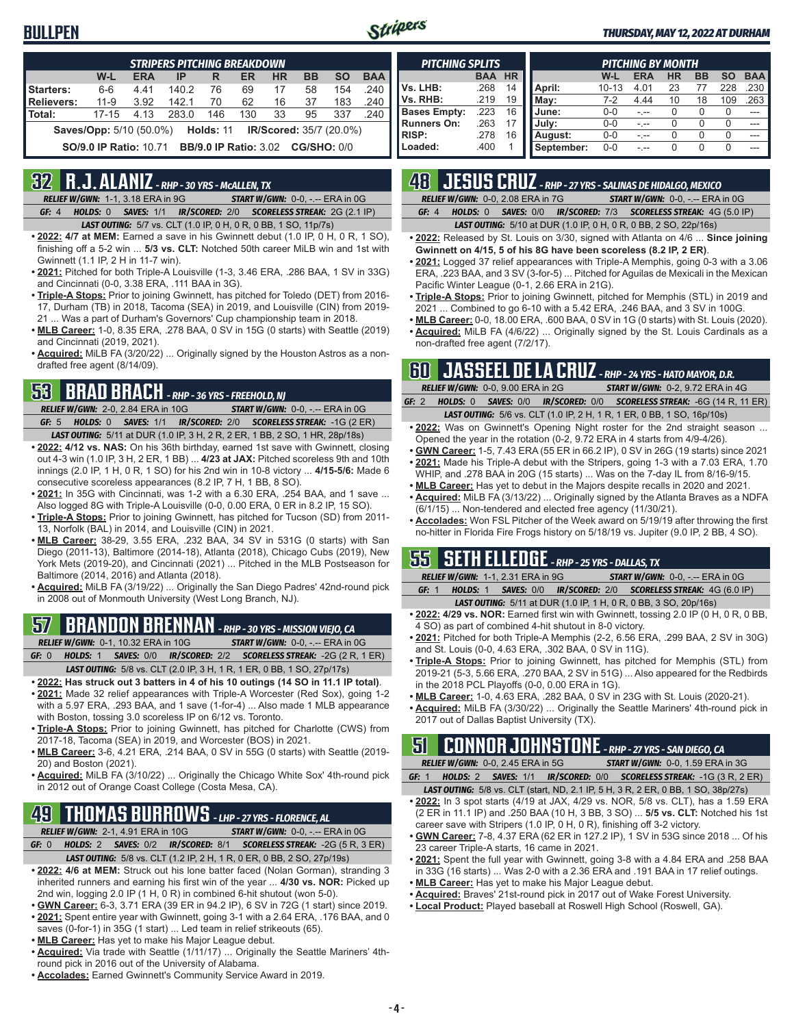# BULLPEN

**THURSDAY, MAY 12, 2022 AT DURHAM**

| STRIPERS PITCHING BREAKDOWN | W-L | ERA | IP | R | ER | HR | BB | SO | BAA |
|---|---|---|---|---|---|---|---|---|---|
| Starters: | 6-6 | 4.41 | 140.2 | 76 | 69 | 17 | 58 | 154 | .240 |
| Relievers: | 11-9 | 3.92 | 142.1 | 70 | 62 | 16 | 37 | 183 | .240 |
| Total: | 17-15 | 4.13 | 283.0 | 146 | 130 | 33 | 95 | 337 | .240 |

**Saves/Opp:** 5/10 (50.0%) **Holds:** 11 **IR/Scored:** 35/7 (20.0%)

**SO/9.0 IP Ratio:** 10.71 **BB/9.0 IP Ratio:** 3.02 **CG/SHO:** 0/0

| PITCHING SPLITS | BAA | HR |
|---|---|---|
| Vs. LHB: | .268 | 14 |
| Vs. RHB: | .219 | 19 |
| Bases Empty: | .223 | 16 |
| Runners On: | .263 | 17 |
| RISP: | .278 | 16 |
| Loaded: | .400 | 1 |

| PITCHING BY MONTH | W-L | ERA | HR | BB | SO | BAA |
|---|---|---|---|---|---|---|
| April: | 10-13 | 4.01 | 23 | 77 | 228 | .230 |
| May: | 7-2 | 4.44 | 10 | 18 | 109 | .263 |
| June: | 0-0 | -.-- | 0 | 0 | 0 | --- |
| July: | 0-0 | -.-- | 0 | 0 | 0 | --- |
| August: | 0-0 | -.-- | 0 | 0 | 0 | --- |
| September: | 0-0 | -.-- | 0 | 0 | 0 | --- |

## 32 R.J. ALANIZ - RHP - 30 YRS - McALLEN, TX

*RELIEF W/GWN:* 1-1, 3.18 ERA in 9G *START W/GWN:* 0-0, -.-- ERA in 0G
*GF:* 4 *HOLDS:* 0 *SAVES:* 1/1 *IR/SCORED:* 2/0 *SCORELESS STREAK:* 2G (2.1 IP)
*LAST OUTING:* 5/7 vs. CLT (1.0 IP, 0 H, 0 R, 0 BB, 1 SO, 11p/7s)

- **2022: 4/7 at MEM:** Earned a save in his Gwinnett debut (1.0 IP, 0 H, 0 R, 1 SO), finishing off a 5-2 win ... **5/3 vs. CLT:** Notched 50th career MiLB win and 1st with Gwinnett (1.1 IP, 2 H in 11-7 win).
- **2021:** Pitched for both Triple-A Louisville (1-3, 3.46 ERA, .286 BAA, 1 SV in 33G) and Cincinnati (0-0, 3.38 ERA, .111 BAA in 3G).
- **Triple-A Stops:** Prior to joining Gwinnett, has pitched for Toledo (DET) from 2016-17, Durham (TB) in 2018, Tacoma (SEA) in 2019, and Louisville (CIN) from 2019-21 ... Was a part of Durham's Governors' Cup championship team in 2018.
- **MLB Career:** 1-0, 8.35 ERA, .278 BAA, 0 SV in 15G (0 starts) with Seattle (2019) and Cincinnati (2019, 2021).
- **Acquired:** MiLB FA (3/20/22) ... Originally signed by the Houston Astros as a non-drafted free agent (8/14/09).

## 53 BRAD BRACH - RHP - 36 YRS - FREEHOLD, NJ

*RELIEF W/GWN:* 2-0, 2.84 ERA in 10G *START W/GWN:* 0-0, -.-- ERA in 0G
*GF:* 5 *HOLDS:* 0 *SAVES:* 1/1 *IR/SCORED:* 2/0 *SCORELESS STREAK:* -1G (2 ER)
*LAST OUTING:* 5/11 at DUR (1.0 IP, 3 H, 2 R, 2 ER, 1 BB, 2 SO, 1 HR, 28p/18s)

- **2022: 4/12 vs. NAS:** On his 36th birthday, earned 1st save with Gwinnett, closing out 4-3 win (1.0 IP, 3 H, 2 ER, 1 BB) ... **4/23 at JAX:** Pitched scoreless 9th and 10th innings (2.0 IP, 1 H, 0 R, 1 SO) for his 2nd win in 10-8 victory ... **4/15-5/6:** Made 6 consecutive scoreless appearances (8.2 IP, 7 H, 1 BB, 8 SO).
- **2021:** In 35G with Cincinnati, was 1-2 with a 6.30 ERA, .254 BAA, and 1 save ... Also logged 8G with Triple-A Louisville (0-0, 0.00 ERA, 0 ER in 8.2 IP, 15 SO).
- **Triple-A Stops:** Prior to joining Gwinnett, has pitched for Tucson (SD) from 2011-13, Norfolk (BAL) in 2014, and Louisville (CIN) in 2021.
- **MLB Career:** 38-29, 3.55 ERA, .232 BAA, 34 SV in 531G (0 starts) with San Diego (2011-13), Baltimore (2014-18), Atlanta (2018), Chicago Cubs (2019), New York Mets (2019-20), and Cincinnati (2021) ... Pitched in the MLB Postseason for Baltimore (2014, 2016) and Atlanta (2018).
- **Acquired:** MiLB FA (3/19/22) ... Originally the San Diego Padres' 42nd-round pick in 2008 out of Monmouth University (West Long Branch, NJ).

## 57 BRANDON BRENNAN - RHP - 30 YRS - MISSION VIEJO, CA

*RELIEF W/GWN:* 0-1, 10.32 ERA in 10G *START W/GWN:* 0-0, -.-- ERA in 0G
*GF:* 0 *HOLDS:* 1 *SAVES:* 0/0 *IR/SCORED:* 2/2 *SCORELESS STREAK:* -2G (2 R, 1 ER)
*LAST OUTING:* 5/8 vs. CLT (2.0 IP, 3 H, 1 R, 1 ER, 0 BB, 1 SO, 27p/17s)

- **2022: Has struck out 3 batters in 4 of his 10 outings (14 SO in 11.1 IP total)**.
- **2021:** Made 32 relief appearances with Triple-A Worcester (Red Sox), going 1-2 with a 5.97 ERA, .293 BAA, and 1 save (1-for-4) ... Also made 1 MLB appearance with Boston, tossing 3.0 scoreless IP on 6/12 vs. Toronto.
- **Triple-A Stops:** Prior to joining Gwinnett, has pitched for Charlotte (CWS) from 2017-18, Tacoma (SEA) in 2019, and Worcester (BOS) in 2021.
- **MLB Career:** 3-6, 4.21 ERA, .214 BAA, 0 SV in 55G (0 starts) with Seattle (2019-20) and Boston (2021).
- **Acquired:** MiLB FA (3/10/22) ... Originally the Chicago White Sox' 4th-round pick in 2012 out of Orange Coast College (Costa Mesa, CA).

## 49 THOMAS BURROWS - LHP - 27 YRS - FLORENCE, AL

*RELIEF W/GWN:* 2-1, 4.91 ERA in 10G *START W/GWN:* 0-0, -.-- ERA in 0G
*GF:* 0 *HOLDS:* 2 *SAVES:* 0/2 *IR/SCORED:* 8/1 *SCORELESS STREAK:* -2G (5 R, 3 ER)
*LAST OUTING:* 5/8 vs. CLT (1.2 IP, 2 H, 1 R, 0 ER, 0 BB, 2 SO, 27p/19s)

- **2022: 4/6 at MEM:** Struck out his lone batter faced (Nolan Gorman), stranding 3 inherited runners and earning his first win of the year ... **4/30 vs. NOR:** Picked up 2nd win, logging 2.0 IP (1 H, 0 R) in combined 6-hit shutout (won 5-0).
- **GWN Career:** 6-3, 3.71 ERA (39 ER in 94.2 IP), 6 SV in 72G (1 start) since 2019.
- **2021:** Spent entire year with Gwinnett, going 3-1 with a 2.64 ERA, .176 BAA, and 0 saves (0-for-1) in 35G (1 start) ... Led team in relief strikeouts (65).
- **MLB Career:** Has yet to make his Major League debut.
- **Acquired:** Via trade with Seattle (1/11/17) ... Originally the Seattle Mariners' 4th-round pick in 2016 out of the University of Alabama.
- **Accolades:** Earned Gwinnett's Community Service Award in 2019.

## 48 JESUS CRUZ - RHP - 27 YRS - SALINAS DE HIDALGO, MEXICO

*RELIEF W/GWN:* 0-0, 2.08 ERA in 7G *START W/GWN:* 0-0, -.-- ERA in 0G
*GF:* 4 *HOLDS:* 0 *SAVES:* 0/0 *IR/SCORED:* 7/3 *SCORELESS STREAK:* 4G (5.0 IP)
*LAST OUTING:* 5/10 at DUR (1.0 IP, 0 H, 0 R, 0 BB, 2 SO, 22p/16s)

- **2022:** Released by St. Louis on 3/30, signed with Atlanta on 4/6 ... **Since joining Gwinnett on 4/15, 5 of his 8G have been scoreless (8.2 IP, 2 ER)**.
- **2021:** Logged 37 relief appearances with Triple-A Memphis, going 0-3 with a 3.06 ERA, .223 BAA, and 3 SV (3-for-5) ... Pitched for Aguilas de Mexicali in the Mexican Pacific Winter League (0-1, 2.66 ERA in 21G).
- **Triple-A Stops:** Prior to joining Gwinnett, pitched for Memphis (STL) in 2019 and 2021 ... Combined to go 6-10 with a 5.42 ERA, .246 BAA, and 3 SV in 100G.
- **MLB Career:** 0-0, 18.00 ERA, .600 BAA, 0 SV in 1G (0 starts) with St. Louis (2020).
- **Acquired:** MiLB FA (4/6/22) ... Originally signed by the St. Louis Cardinals as a non-drafted free agent (7/2/17).

## 60 JASSEEL DE LA CRUZ - RHP - 24 YRS - HATO MAYOR, D.R.

*RELIEF W/GWN:* 0-0, 9.00 ERA in 2G *START W/GWN:* 0-2, 9.72 ERA in 4G
*GF:* 2 *HOLDS:* 0 *SAVES:* 0/0 *IR/SCORED:* 0/0 *SCORELESS STREAK:* -6G (14 R, 11 ER)
*LAST OUTING:* 5/6 vs. CLT (1.0 IP, 2 H, 1 R, 1 ER, 0 BB, 1 SO, 16p/10s)

- **2022:** Was on Gwinnett's Opening Night roster for the 2nd straight season ... Opened the year in the rotation (0-2, 9.72 ERA in 4 starts from 4/9-4/26).
- **GWN Career:** 1-5, 7.43 ERA (55 ER in 66.2 IP), 0 SV in 26G (19 starts) since 2021
- **2021:** Made his Triple-A debut with the Stripers, going 1-3 with a 7.03 ERA, 1.70 WHIP, and .278 BAA in 20G (15 starts) ... Was on the 7-day IL from 8/16-9/15.
- **MLB Career:** Has yet to debut in the Majors despite recalls in 2020 and 2021.
- **Acquired:** MiLB FA (3/13/22) ... Originally signed by the Atlanta Braves as a NDFA (6/1/15) ... Non-tendered and elected free agency (11/30/21).
- **Accolades:** Won FSL Pitcher of the Week award on 5/19/19 after throwing the first no-hitter in Florida Fire Frogs history on 5/18/19 vs. Jupiter (9.0 IP, 2 BB, 4 SO).

## 55 SETH ELLEDGE - RHP - 25 YRS - DALLAS, TX

*RELIEF W/GWN:* 1-1, 2.31 ERA in 9G *START W/GWN:* 0-0, -.-- ERA in 0G
*GF:* 1 *HOLDS:* 1 *SAVES:* 0/0 *IR/SCORED:* 2/0 *SCORELESS STREAK:* 4G (6.0 IP)
*LAST OUTING:* 5/11 at DUR (1.0 IP, 1 H, 0 R, 0 BB, 3 SO, 20p/16s)

- **2022: 4/29 vs. NOR:** Earned first win with Gwinnett, tossing 2.0 IP (0 H, 0 R, 0 BB, 4 SO) as part of combined 4-hit shutout in 8-0 victory.
- **2021:** Pitched for both Triple-A Memphis (2-2, 6.56 ERA, .299 BAA, 2 SV in 30G) and St. Louis (0-0, 4.63 ERA, .302 BAA, 0 SV in 11G).
- **Triple-A Stops:** Prior to joining Gwinnett, has pitched for Memphis (STL) from 2019-21 (5-3, 5.66 ERA, .270 BAA, 2 SV in 51G) ... Also appeared for the Redbirds in the 2018 PCL Playoffs (0-0, 0.00 ERA in 1G).
- **MLB Career:** 1-0, 4.63 ERA, .282 BAA, 0 SV in 23G with St. Louis (2020-21).
- **Acquired:** MiLB FA (3/30/22) ... Originally the Seattle Mariners' 4th-round pick in 2017 out of Dallas Baptist University (TX).

## 51 CONNOR JOHNSTONE - RHP - 27 YRS - SAN DIEGO, CA

*RELIEF W/GWN:* 0-0, 2.45 ERA in 5G *START W/GWN:* 0-0, 1.59 ERA in 3G
*GF:* 1 *HOLDS:* 2 *SAVES:* 1/1 *IR/SCORED:* 0/0 *SCORELESS STREAK:* -1G (3 R, 2 ER)
*LAST OUTING:* 5/8 vs. CLT (start, ND, 2.1 IP, 5 H, 3 R, 2 ER, 0 BB, 1 SO, 38p/27s)

- **2022:** In 3 spot starts (4/19 at JAX, 4/29 vs. NOR, 5/8 vs. CLT), has a 1.59 ERA (2 ER in 11.1 IP) and .250 BAA (10 H, 3 BB, 3 SO) ... **5/5 vs. CLT:** Notched his 1st career save with Stripers (1.0 IP, 0 H, 0 R), finishing off 3-2 victory.
- **GWN Career:** 7-8, 4.37 ERA (62 ER in 127.2 IP), 1 SV in 53G since 2018 ... Of his 23 career Triple-A starts, 16 came in 2021.
- **2021:** Spent the full year with Gwinnett, going 3-8 with a 4.84 ERA and .258 BAA in 33G (16 starts) ... Was 2-0 with a 2.36 ERA and .191 BAA in 17 relief outings.
- **MLB Career:** Has yet to make his Major League debut.
- **Acquired:** Braves' 21st-round pick in 2017 out of Wake Forest University.
- **Local Product:** Played baseball at Roswell High School (Roswell, GA).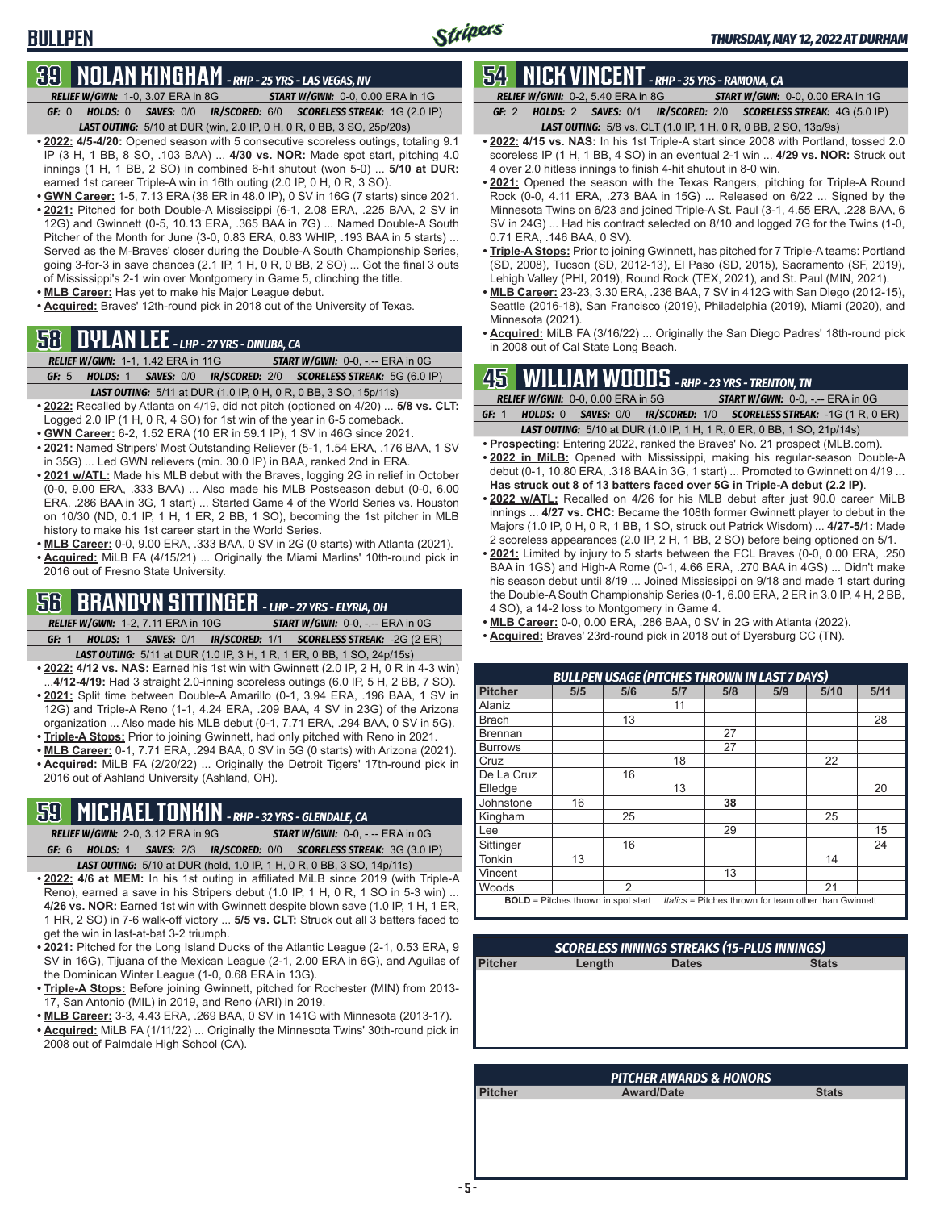## 39 NOLAN KINGHAM - RHP - 25 YRS - LAS VEGAS, NV

**RELIEF W/GWN:** 1-0, 3.07 ERA in 8G **START W/GWN:** 0-0, 0.00 ERA in 1G
**GF:** 0 **HOLDS:** 0 **SAVES:** 0/0 **IR/SCORED:** 6/0 **SCORELESS STREAK:** 1G (2.0 IP)
**LAST OUTING:** 5/10 at DUR (win, 2.0 IP, 0 H, 0 R, 0 BB, 3 SO, 25p/20s)

- **2022: 4/5-4/20:** Opened season with 5 consecutive scoreless outings, totaling 9.1 IP (3 H, 1 BB, 8 SO, .103 BAA) ... **4/30 vs. NOR:** Made spot start, pitching 4.0 innings (1 H, 1 BB, 2 SO) in combined 6-hit shutout (won 5-0) ... **5/10 at DUR:** earned 1st career Triple-A win in 16th outing (2.0 IP, 0 H, 0 R, 3 SO).
- **GWN Career:** 1-5, 7.13 ERA (38 ER in 48.0 IP), 0 SV in 16G (7 starts) since 2021.
- **2021:** Pitched for both Double-A Mississippi (6-1, 2.08 ERA, .225 BAA, 2 SV in 12G) and Gwinnett (0-5, 10.13 ERA, .365 BAA in 7G) ... Named Double-A South Pitcher of the Month for June (3-0, 0.83 ERA, 0.83 WHIP, .193 BAA in 5 starts) ... Served as the M-Braves' closer during the Double-A South Championship Series, going 3-for-3 in save chances (2.1 IP, 1 H, 0 R, 0 BB, 2 SO) ... Got the final 3 outs of Mississippi's 2-1 win over Montgomery in Game 5, clinching the title.
- **MLB Career:** Has yet to make his Major League debut.
- **Acquired:** Braves' 12th-round pick in 2018 out of the University of Texas.

## 58 DYLAN LEE - LHP - 27 YRS - DINUBA, CA

**RELIEF W/GWN:** 1-1, 1.42 ERA in 11G **START W/GWN:** 0-0, -.-- ERA in 0G
**GF:** 5 **HOLDS:** 1 **SAVES:** 0/0 **IR/SCORED:** 2/0 **SCORELESS STREAK:** 5G (6.0 IP)
**LAST OUTING:** 5/11 at DUR (1.0 IP, 0 H, 0 R, 0 BB, 3 SO, 15p/11s)

- **2022:** Recalled by Atlanta on 4/19, did not pitch (optioned on 4/20) ... **5/8 vs. CLT:** Logged 2.0 IP (1 H, 0 R, 4 SO) for 1st win of the year in 6-5 comeback.
- **GWN Career:** 6-2, 1.52 ERA (10 ER in 59.1 IP), 1 SV in 46G since 2021.
- **2021:** Named Stripers' Most Outstanding Reliever (5-1, 1.54 ERA, .176 BAA, 1 SV in 35G) ... Led GWN relievers (min. 30.0 IP) in BAA, ranked 2nd in ERA.
- **2021 w/ATL:** Made his MLB debut with the Braves, logging 2G in relief in October (0-0, 9.00 ERA, .333 BAA) ... Also made his MLB Postseason debut (0-0, 6.00 ERA, .286 BAA in 3G, 1 start) ... Started Game 4 of the World Series vs. Houston on 10/30 (ND, 0.1 IP, 1 H, 1 ER, 2 BB, 1 SO), becoming the 1st pitcher in MLB history to make his 1st career start in the World Series.
- **MLB Career:** 0-0, 9.00 ERA, .333 BAA, 0 SV in 2G (0 starts) with Atlanta (2021).
- **Acquired:** MiLB FA (4/15/21) ... Originally the Miami Marlins' 10th-round pick in 2016 out of Fresno State University.

## 56 BRANDYN SITTINGER - LHP - 27 YRS - ELYRIA, OH

**RELIEF W/GWN:** 1-2, 7.11 ERA in 10G **START W/GWN:** 0-0, -.-- ERA in 0G
**GF:** 1 **HOLDS:** 1 **SAVES:** 0/1 **IR/SCORED:** 1/1 **SCORELESS STREAK:** -2G (2 ER)
**LAST OUTING:** 5/11 at DUR (1.0 IP, 3 H, 1 R, 1 ER, 0 BB, 1 SO, 24p/15s)

- **2022: 4/12 vs. NAS:** Earned his 1st win with Gwinnett (2.0 IP, 2 H, 0 R in 4-3 win) ...**4/12-4/19:** Had 3 straight 2.0-inning scoreless outings (6.0 IP, 5 H, 2 BB, 7 SO).
- **2021:** Split time between Double-A Amarillo (0-1, 3.94 ERA, .196 BAA, 1 SV in 12G) and Triple-A Reno (1-1, 4.24 ERA, .209 BAA, 4 SV in 23G) of the Arizona organization ... Also made his MLB debut (0-1, 7.71 ERA, .294 BAA, 0 SV in 5G).
- **Triple-A Stops:** Prior to joining Gwinnett, had only pitched with Reno in 2021.
- **MLB Career:** 0-1, 7.71 ERA, .294 BAA, 0 SV in 5G (0 starts) with Arizona (2021).
- **Acquired:** MiLB FA (2/20/22) ... Originally the Detroit Tigers' 17th-round pick in 2016 out of Ashland University (Ashland, OH).

## 59 MICHAEL TONKIN - RHP - 32 YRS - GLENDALE, CA

**RELIEF W/GWN:** 2-0, 3.12 ERA in 9G **START W/GWN:** 0-0, -.-- ERA in 0G
**GF:** 6 **HOLDS:** 1 **SAVES:** 2/3 **IR/SCORED:** 0/0 **SCORELESS STREAK:** 3G (3.0 IP)
**LAST OUTING:** 5/10 at DUR (hold, 1.0 IP, 1 H, 0 R, 0 BB, 3 SO, 14p/11s)

- **2022: 4/6 at MEM:** In his 1st outing in affiliated MiLB since 2019 (with Triple-A Reno), earned a save in his Stripers debut (1.0 IP, 1 H, 0 R, 1 SO in 5-3 win) ... **4/26 vs. NOR:** Earned 1st win with Gwinnett despite blown save (1.0 IP, 1 H, 1 ER, 1 HR, 2 SO) in 7-6 walk-off victory ... **5/5 vs. CLT:** Struck out all 3 batters faced to get the win in last-at-bat 3-2 triumph.
- **2021:** Pitched for the Long Island Ducks of the Atlantic League (2-1, 0.53 ERA, 9 SV in 16G), Tijuana of the Mexican League (2-1, 2.00 ERA in 6G), and Aguilas of the Dominican Winter League (1-0, 0.68 ERA in 13G).
- **Triple-A Stops:** Before joining Gwinnett, pitched for Rochester (MIN) from 2013-17, San Antonio (MIL) in 2019, and Reno (ARI) in 2019.
- **MLB Career:** 3-3, 4.43 ERA, .269 BAA, 0 SV in 141G with Minnesota (2013-17).
- **Acquired:** MiLB FA (1/11/22) ... Originally the Minnesota Twins' 30th-round pick in 2008 out of Palmdale High School (CA).

## 54 NICK VINCENT - RHP - 35 YRS - RAMONA, CA

**RELIEF W/GWN:** 0-2, 5.40 ERA in 8G **START W/GWN:** 0-0, 0.00 ERA in 1G
**GF:** 2 **HOLDS:** 2 **SAVES:** 0/1 **IR/SCORED:** 2/0 **SCORELESS STREAK:** 4G (5.0 IP)
**LAST OUTING:** 5/8 vs. CLT (1.0 IP, 1 H, 0 R, 0 BB, 2 SO, 13p/9s)

- **2022: 4/15 vs. NAS:** In his 1st Triple-A start since 2008 with Portland, tossed 2.0 scoreless IP (1 H, 1 BB, 4 SO) in an eventual 2-1 win ... **4/29 vs. NOR:** Struck out 4 over 2.0 hitless innings to finish 4-hit shutout in 8-0 win.
- **2021:** Opened the season with the Texas Rangers, pitching for Triple-A Round Rock (0-0, 4.11 ERA, .273 BAA in 15G) ... Released on 6/22 ... Signed by the Minnesota Twins on 6/23 and joined Triple-A St. Paul (3-1, 4.55 ERA, .228 BAA, 6 SV in 24G) ... Had his contract selected on 8/10 and logged 7G for the Twins (1-0, 0.71 ERA, .146 BAA, 0 SV).
- **Triple-A Stops:** Prior to joining Gwinnett, has pitched for 7 Triple-A teams: Portland (SD, 2008), Tucson (SD, 2012-13), El Paso (SD, 2015), Sacramento (SF, 2019), Lehigh Valley (PHI, 2019), Round Rock (TEX, 2021), and St. Paul (MIN, 2021).
- **MLB Career:** 23-23, 3.30 ERA, .236 BAA, 7 SV in 412G with San Diego (2012-15), Seattle (2016-18), San Francisco (2019), Philadelphia (2019), Miami (2020), and Minnesota (2021).
- **Acquired:** MiLB FA (3/16/22) ... Originally the San Diego Padres' 18th-round pick in 2008 out of Cal State Long Beach.

## 45 WILLIAM WOODS - RHP - 23 YRS - TRENTON, TN

**RELIEF W/GWN:** 0-0, 0.00 ERA in 5G **START W/GWN:** 0-0, -.-- ERA in 0G
**GF:** 1 **HOLDS:** 0 **SAVES:** 0/0 **IR/SCORED:** 1/0 **SCORELESS STREAK:** -1G (1 R, 0 ER)
**LAST OUTING:** 5/10 at DUR (1.0 IP, 1 H, 1 R, 0 ER, 0 BB, 1 SO, 21p/14s)

- **Prospecting:** Entering 2022, ranked the Braves' No. 21 prospect (MLB.com).
- **2022 in MiLB:** Opened with Mississippi, making his regular-season Double-A debut (0-1, 10.80 ERA, .318 BAA in 3G, 1 start) ... Promoted to Gwinnett on 4/19 ... **Has struck out 8 of 13 batters faced over 5G in Triple-A debut (2.2 IP)**.
- **2022 w/ATL:** Recalled on 4/26 for his MLB debut after just 90.0 career MiLB innings ... **4/27 vs. CHC:** Became the 108th former Gwinnett player to debut in the Majors (1.0 IP, 0 H, 0 R, 1 BB, 1 SO, struck out Patrick Wisdom) ... **4/27-5/1:** Made 2 scoreless appearances (2.0 IP, 2 H, 1 BB, 2 SO) before being optioned on 5/1.
- **2021:** Limited by injury to 5 starts between the FCL Braves (0-0, 0.00 ERA, .250 BAA in 1GS) and High-A Rome (0-1, 4.66 ERA, .270 BAA in 4GS) ... Didn't make his season debut until 8/19 ... Joined Mississippi on 9/18 and made 1 start during the Double-A South Championship Series (0-1, 6.00 ERA, 2 ER in 3.0 IP, 4 H, 2 BB, 4 SO), a 14-2 loss to Montgomery in Game 4.
- **MLB Career:** 0-0, 0.00 ERA, .286 BAA, 0 SV in 2G with Atlanta (2022).
- **Acquired:** Braves' 23rd-round pick in 2018 out of Dyersburg CC (TN).

### BULLPEN USAGE (PITCHES THROWN IN LAST 7 DAYS)

| Pitcher | 5/5 | 5/6 | 5/7 | 5/8 | 5/9 | 5/10 | 5/11 |
|---|---|---|---|---|---|---|---|
| Alaniz | | | 11 | | | | |
| Brach | | 13 | | | | | 28 |
| Brennan | | | | 27 | | | |
| Burrows | | | | 27 | | | |
| Cruz | | | 18 | | | 22 | |
| De La Cruz | | 16 | | | | | |
| Elledge | | | 13 | | | | 20 |
| Johnstone | 16 | | | **38** | | | |
| Kingham | | 25 | | | | 25 | |
| Lee | | | | 29 | | | 15 |
| Sittinger | | 16 | | | | | 24 |
| Tonkin | 13 | | | | | 14 | |
| Vincent | | | | 13 | | | |
| Woods | | 2 | | | | 21 | |

**BOLD** = Pitches thrown in spot start   *Italics* = Pitches thrown for team other than Gwinnett

### SCORELESS INNINGS STREAKS (15-PLUS INNINGS)

| Pitcher | Length | Dates | Stats |
|---|---|---|---|

### PITCHER AWARDS & HONORS

| Pitcher | Award/Date | Stats |
|---|---|---|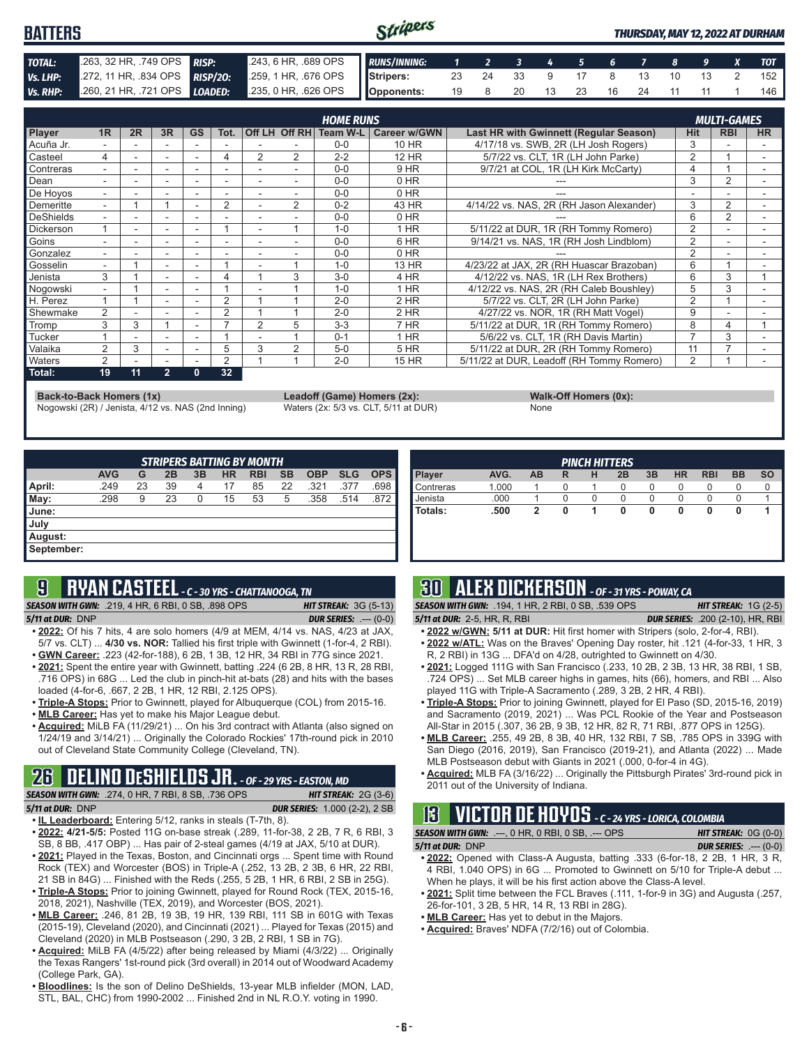# BATTERS

*THURSDAY, MAY 12, 2022 AT DURHAM*

| | | | |
|---|---|---|---|
| **TOTAL:** | .263, 32 HR, .749 OPS | **RISP:** | .243, 6 HR, .689 OPS |
| **Vs. LHP:** | .272, 11 HR, .834 OPS | **RISP/2O:** | .259, 1 HR, .676 OPS |
| **Vs. RHP:** | .260, 21 HR, .721 OPS | **LOADED:** | .235, 0 HR, .626 OPS |

| RUNS/INNING: | 1 | 2 | 3 | 4 | 5 | 6 | 7 | 8 | 9 | X | TOT |
|---|---|---|---|---|---|---|---|---|---|---|---|
| Stripers: | 23 | 24 | 33 | 9 | 17 | 8 | 13 | 10 | 13 | 2 | 152 |
| Opponents: | 19 | 8 | 20 | 13 | 23 | 16 | 24 | 11 | 11 | 1 | 146 |

| | HOME RUNS | | | | | | | | | | MULTI-GAMES | | |
|---|---|---|---|---|---|---|---|---|---|---|---|---|---|
| Player | 1R | 2R | 3R | GS | Tot. | Off LH | Off RH | Team W-L | Career w/GWN | Last HR with Gwinnett (Regular Season) | Hit | RBI | HR |
| Acuña Jr. | - | - | - | - | - | - | - | 0-0 | 10 HR | 4/17/18 vs. SWB, 2R (LH Josh Rogers) | 3 | - | - |
| Casteel | 4 | - | - | - | 4 | 2 | 2 | 2-2 | 12 HR | 5/7/22 vs. CLT, 1R (LH John Parke) | 2 | 1 | - |
| Contreras | - | - | - | - | - | - | - | 0-0 | 9 HR | 9/7/21 at COL, 1R (LH Kirk McCarty) | 4 | 1 | - |
| Dean | - | - | - | - | - | - | - | 0-0 | 0 HR | --- | 3 | 2 | - |
| De Hoyos | - | - | - | - | - | - | - | 0-0 | 0 HR | --- | - | - | - |
| Demeritte | - | 1 | 1 | - | 2 | - | 2 | 0-2 | 43 HR | 4/14/22 vs. NAS, 2R (RH Jason Alexander) | 3 | 2 | - |
| DeShields | - | - | - | - | - | - | - | 0-0 | 0 HR | --- | 6 | 2 | - |
| Dickerson | 1 | - | - | - | 1 | - | 1 | 1-0 | 1 HR | 5/11/22 at DUR, 1R (RH Tommy Romero) | 2 | - | - |
| Goins | - | - | - | - | - | - | - | 0-0 | 6 HR | 9/14/21 vs. NAS, 1R (RH Josh Lindblom) | 2 | - | - |
| Gonzalez | - | - | - | - | - | - | - | 0-0 | 0 HR | --- | 2 | - | - |
| Gosselin | - | 1 | - | - | 1 | - | 1 | 1-0 | 13 HR | 4/23/22 at JAX, 2R (RH Huascar Brazoban) | 6 | 1 | - |
| Jenista | 3 | 1 | - | - | 4 | 1 | 3 | 3-0 | 4 HR | 4/12/22 vs. NAS, 1R (LH Rex Brothers) | 6 | 3 | 1 |
| Nogowski | - | 1 | - | - | 1 | - | 1 | 1-0 | 1 HR | 4/12/22 vs. NAS, 2R (RH Caleb Boushley) | 5 | 3 | - |
| H. Perez | 1 | 1 | - | - | 2 | 1 | 1 | 2-0 | 2 HR | 5/7/22 vs. CLT, 2R (LH John Parke) | 2 | 1 | - |
| Shewmake | 2 | - | - | - | 2 | 1 | 1 | 2-0 | 2 HR | 4/27/22 vs. NOR, 1R (RH Matt Vogel) | 9 | - | - |
| Tromp | 3 | 3 | 1 | - | 7 | 2 | 5 | 3-3 | 7 HR | 5/11/22 at DUR, 1R (RH Tommy Romero) | 8 | 4 | 1 |
| Tucker | 1 | - | - | - | 1 | - | 1 | 0-1 | 1 HR | 5/6/22 vs. CLT, 1R (RH Davis Martin) | 7 | 3 | - |
| Valaika | 2 | 3 | - | - | 5 | 3 | 2 | 5-0 | 5 HR | 5/11/22 at DUR, 2R (RH Tommy Romero) | 11 | 7 | - |
| Waters | 2 | - | - | - | 2 | 1 | 1 | 2-0 | 15 HR | 5/11/22 at DUR, Leadoff (RH Tommy Romero) | 2 | 1 | - |
| **Total:** | **19** | **11** | **2** | **0** | **32** | | | | | | | | |

**Back-to-Back Homers (1x)**
Nogowski (2R) / Jenista, 4/12 vs. NAS (2nd Inning)

**Leadoff (Game) Homers (2x):**
Waters (2x: 5/3 vs. CLT, 5/11 at DUR)

**Walk-Off Homers (0x):**
None

| STRIPERS BATTING BY MONTH | AVG | G | 2B | 3B | HR | RBI | SB | OBP | SLG | OPS |
|---|---|---|---|---|---|---|---|---|---|---|
| April: | .249 | 23 | 39 | 4 | 17 | 85 | 22 | .321 | .377 | .698 |
| May: | .298 | 9 | 23 | 0 | 15 | 53 | 5 | .358 | .514 | .872 |
| June: | | | | | | | | | | |
| July | | | | | | | | | | |
| August: | | | | | | | | | | |
| September: | | | | | | | | | | |

| PINCH HITTERS | | | | | | | | | | |
|---|---|---|---|---|---|---|---|---|---|---|
| Player | AVG. | AB | R | H | 2B | 3B | HR | RBI | BB | SO |
| Contreras | 1.000 | 1 | 0 | 1 | 0 | 0 | 0 | 0 | 0 | 0 |
| Jenista | .000 | 1 | 0 | 0 | 0 | 0 | 0 | 0 | 0 | 1 |
| **Totals:** | **.500** | **2** | **0** | **1** | **0** | **0** | **0** | **0** | **0** | **1** |

## 9 RYAN CASTEEL - C - 30 YRS - CHATTANOOGA, TN

**SEASON WITH GWN:** .219, 4 HR, 6 RBI, 0 SB, .898 OPS — **HIT STREAK:** 3G (5-13)
**5/11 at DUR:** DNP — **DUR SERIES:** .--- (0-0)

- **2022:** Of his 7 hits, 4 are solo homers (4/9 at MEM, 4/14 vs. NAS, 4/23 at JAX, 5/7 vs. CLT) ... **4/30 vs. NOR:** Tallied his first triple with Gwinnett (1-for-4, 2 RBI).
- **GWN Career:** .223 (42-for-188), 6 2B, 1 3B, 12 HR, 34 RBI in 77G since 2021.
- **2021:** Spent the entire year with Gwinnett, batting .224 (6 2B, 8 HR, 13 R, 28 RBI, .716 OPS) in 68G ... Led the club in pinch-hit at-bats (28) and hits with the bases loaded (4-for-6, .667, 2 2B, 1 HR, 12 RBI, 2.125 OPS).
- **Triple-A Stops:** Prior to Gwinnett, played for Albuquerque (COL) from 2015-16.
- **MLB Career:** Has yet to make his Major League debut.
- **Acquired:** MiLB FA (11/29/21) ... On his 3rd contract with Atlanta (also signed on 1/24/19 and 3/14/21) ... Originally the Colorado Rockies' 17th-round pick in 2010 out of Cleveland State Community College (Cleveland, TN).

## 26 DELINO DESHIELDS JR. - OF - 29 YRS - EASTON, MD

**SEASON WITH GWN:** .274, 0 HR, 7 RBI, 8 SB, .736 OPS — **HIT STREAK:** 2G (3-6)
**5/11 at DUR:** DNP — **DUR SERIES:** 1.000 (2-2), 2 SB

- **IL Leaderboard:** Entering 5/12, ranks in steals (T-7th, 8).
- **2022: 4/21-5/5:** Posted 11G on-base streak (.289, 11-for-38, 2 2B, 7 R, 6 RBI, 3 SB, 8 BB, .417 OBP) ... Has pair of 2-steal games (4/19 at JAX, 5/10 at DUR).
- **2021:** Played in the Texas, Boston, and Cincinnati orgs ... Spent time with Round Rock (TEX) and Worcester (BOS) in Triple-A (.252, 13 2B, 2 3B, 6 HR, 22 RBI, 21 SB in 84G) ... Finished with the Reds (.255, 5 2B, 1 HR, 6 RBI, 2 SB in 25G).
- **Triple-A Stops:** Prior to joining Gwinnett, played for Round Rock (TEX, 2015-16, 2018, 2021), Nashville (TEX, 2019), and Worcester (BOS, 2021).
- **MLB Career:** .246, 81 2B, 19 3B, 19 HR, 139 RBI, 111 SB in 601G with Texas (2015-19), Cleveland (2020), and Cincinnati (2021) ... Played for Texas (2015) and Cleveland (2020) in MLB Postseason (.290, 3 2B, 2 RBI, 1 SB in 7G).
- **Acquired:** MiLB FA (4/5/22) after being released by Miami (4/3/22) ... Originally the Texas Rangers' 1st-round pick (3rd overall) in 2014 out of Woodward Academy (College Park, GA).
- **Bloodlines:** Is the son of Delino DeShields, 13-year MLB infielder (MON, LAD, STL, BAL, CHC) from 1990-2002 ... Finished 2nd in NL R.O.Y. voting in 1990.

## 30 ALEX DICKERSON - OF - 31 YRS - POWAY, CA

**SEASON WITH GWN:** .194, 1 HR, 2 RBI, 0 SB, .539 OPS — **HIT STREAK:** 1G (2-5)
**5/11 at DUR:** 2-5, HR, R, RBI — **DUR SERIES:** .200 (2-10), HR, RBI

- **2022 w/GWN: 5/11 at DUR:** Hit first homer with Stripers (solo, 2-for-4, RBI).
- **2022 w/ATL:** Was on the Braves' Opening Day roster, hit .121 (4-for-33, 1 HR, 3 R, 2 RBI) in 13G ... DFA'd on 4/28, outrighted to Gwinnett on 4/30.
- **2021:** Logged 111G with San Francisco (.233, 10 2B, 2 3B, 13 HR, 38 RBI, 1 SB, .724 OPS) ... Set MLB career highs in games, hits (66), homers, and RBI ... Also played 11G with Triple-A Sacramento (.289, 3 2B, 2 HR, 4 RBI).
- **Triple-A Stops:** Prior to joining Gwinnett, played for El Paso (SD, 2015-16, 2019) and Sacramento (2019, 2021) ... Was PCL Rookie of the Year and Postseason All-Star in 2015 (.307, 36 2B, 9 3B, 12 HR, 82 R, 71 RBI, .877 OPS in 125G).
- **MLB Career:** .255, 49 2B, 8 3B, 40 HR, 132 RBI, 7 SB, .785 OPS in 339G with San Diego (2016, 2019), San Francisco (2019-21), and Atlanta (2022) ... Made MLB Postseason debut with Giants in 2021 (.000, 0-for-4 in 4G).
- **Acquired:** MLB FA (3/16/22) ... Originally the Pittsburgh Pirates' 3rd-round pick in 2011 out of the University of Indiana.

## 13 VICTOR DE HOYOS - C - 24 YRS - LORICA, COLOMBIA

**SEASON WITH GWN:** .---, 0 HR, 0 RBI, 0 SB, .--- OPS — **HIT STREAK:** 0G (0-0)
**5/11 at DUR:** DNP — **DUR SERIES:** .--- (0-0)

- **2022:** Opened with Class-A Augusta, batting .333 (6-for-18, 2 2B, 1 HR, 3 R, 4 RBI, 1.040 OPS) in 6G ... Promoted to Gwinnett on 5/10 for Triple-A debut ... When he plays, it will be his first action above the Class-A level.
- **2021:** Split time between the FCL Braves (.111, 1-for-9 in 3G) and Augusta (.257, 26-for-101, 3 2B, 5 HR, 14 R, 13 RBI in 28G).
- **MLB Career:** Has yet to debut in the Majors.
- **Acquired:** Braves' NDFA (7/2/16) out of Colombia.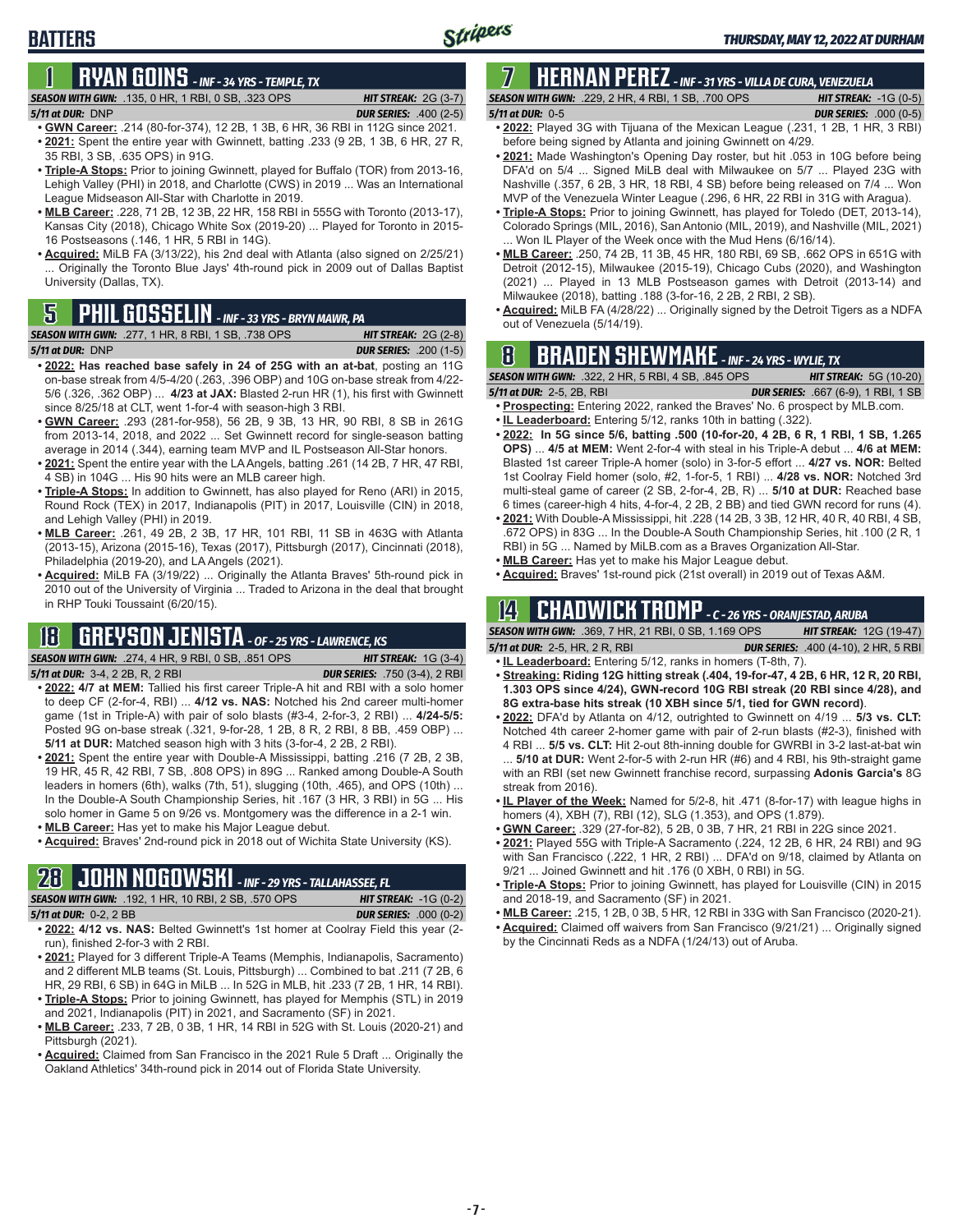# BATTERS

THURSDAY, MAY 12, 2022 AT DURHAM

## 1 RYAN GOINS - INF - 34 YRS - TEMPLE, TX

**SEASON WITH GWN:** .135, 0 HR, 1 RBI, 0 SB, .323 OPS — **HIT STREAK:** 2G (3-7)
**5/11 at DUR:** DNP — **DUR SERIES:** .400 (2-5)

- **GWN Career:** .214 (80-for-374), 12 2B, 1 3B, 6 HR, 36 RBI in 112G since 2021.
- **2021:** Spent the entire year with Gwinnett, batting .233 (9 2B, 1 3B, 6 HR, 27 R, 35 RBI, 3 SB, .635 OPS) in 91G.
- **Triple-A Stops:** Prior to joining Gwinnett, played for Buffalo (TOR) from 2013-16, Lehigh Valley (PHI) in 2018, and Charlotte (CWS) in 2019 ... Was an International League Midseason All-Star with Charlotte in 2019.
- **MLB Career:** .228, 71 2B, 12 3B, 22 HR, 158 RBI in 555G with Toronto (2013-17), Kansas City (2018), Chicago White Sox (2019-20) ... Played for Toronto in 2015-16 Postseasons (.146, 1 HR, 5 RBI in 14G).
- **Acquired:** MiLB FA (3/13/22), his 2nd deal with Atlanta (also signed on 2/25/21) ... Originally the Toronto Blue Jays' 4th-round pick in 2009 out of Dallas Baptist University (Dallas, TX).

## 5 PHIL GOSSELIN - INF - 33 YRS - BRYN MAWR, PA

**SEASON WITH GWN:** .277, 1 HR, 8 RBI, 1 SB, .738 OPS — **HIT STREAK:** 2G (2-8)
**5/11 at DUR:** DNP — **DUR SERIES:** .200 (1-5)

- **2022: Has reached base safely in 24 of 25G with an at-bat**, posting an 11G on-base streak from 4/5-4/20 (.263, .396 OBP) and 10G on-base streak from 4/22-5/6 (.326, .362 OBP) ... **4/23 at JAX:** Blasted 2-run HR (1), his first with Gwinnett since 8/25/18 at CLT, went 1-for-4 with season-high 3 RBI.
- **GWN Career:** .293 (281-for-958), 56 2B, 9 3B, 13 HR, 90 RBI, 8 SB in 261G from 2013-14, 2018, and 2022 ... Set Gwinnett record for single-season batting average in 2014 (.344), earning team MVP and IL Postseason All-Star honors.
- **2021:** Spent the entire year with the LA Angels, batting .261 (14 2B, 7 HR, 47 RBI, 4 SB) in 104G ... His 90 hits were an MLB career high.
- **Triple-A Stops:** In addition to Gwinnett, has also played for Reno (ARI) in 2015, Round Rock (TEX) in 2017, Indianapolis (PIT) in 2017, Louisville (CIN) in 2018, and Lehigh Valley (PHI) in 2019.
- **MLB Career:** .261, 49 2B, 2 3B, 17 HR, 101 RBI, 11 SB in 463G with Atlanta (2013-15), Arizona (2015-16), Texas (2017), Pittsburgh (2017), Cincinnati (2018), Philadelphia (2019-20), and LA Angels (2021).
- **Acquired:** MiLB FA (3/19/22) ... Originally the Atlanta Braves' 5th-round pick in 2010 out of the University of Virginia ... Traded to Arizona in the deal that brought in RHP Touki Toussaint (6/20/15).

## 18 GREYSON JENISTA - OF - 25 YRS - LAWRENCE, KS

**SEASON WITH GWN:** .274, 4 HR, 9 RBI, 0 SB, .851 OPS — **HIT STREAK:** 1G (3-4)
**5/11 at DUR:** 3-4, 2 2B, R, 2 RBI — **DUR SERIES:** .750 (3-4), 2 RBI

- **2022: 4/7 at MEM:** Tallied his first career Triple-A hit and RBI with a solo homer to deep CF (2-for-4, RBI) ... **4/12 vs. NAS:** Notched his 2nd career multi-homer game (1st in Triple-A) with pair of solo blasts (#3-4, 2-for-3, 2 RBI) ... **4/24-5/5:** Posted 9G on-base streak (.321, 9-for-28, 1 2B, 8 R, 2 RBI, 8 BB, .459 OBP) ... **5/11 at DUR:** Matched season high with 3 hits (3-for-4, 2 2B, 2 RBI).
- **2021:** Spent the entire year with Double-A Mississippi, batting .216 (7 2B, 2 3B, 19 HR, 45 R, 42 RBI, 7 SB, .808 OPS) in 89G ... Ranked among Double-A South leaders in homers (6th), walks (7th, 51), slugging (10th, .465), and OPS (10th) ... In the Double-A South Championship Series, hit .167 (3 HR, 3 RBI) in 5G ... His solo homer in Game 5 on 9/26 vs. Montgomery was the difference in a 2-1 win.
- **MLB Career:** Has yet to make his Major League debut.
- **Acquired:** Braves' 2nd-round pick in 2018 out of Wichita State University (KS).

## 28 JOHN NOGOWSKI - INF - 29 YRS - TALLAHASSEE, FL

**SEASON WITH GWN:** .192, 1 HR, 10 RBI, 2 SB, .570 OPS — **HIT STREAK:** -1G (0-2)
**5/11 at DUR:** 0-2, 2 BB — **DUR SERIES:** .000 (0-2)

- **2022: 4/12 vs. NAS:** Belted Gwinnett's 1st homer at Coolray Field this year (2-run), finished 2-for-3 with 2 RBI.
- **2021:** Played for 3 different Triple-A Teams (Memphis, Indianapolis, Sacramento) and 2 different MLB teams (St. Louis, Pittsburgh) ... Combined to bat .211 (7 2B, 6 HR, 29 RBI, 6 SB) in 64G in MiLB ... In 52G in MLB, hit .233 (7 2B, 1 HR, 14 RBI).
- **Triple-A Stops:** Prior to joining Gwinnett, has played for Memphis (STL) in 2019 and 2021, Indianapolis (PIT) in 2021, and Sacramento (SF) in 2021.
- **MLB Career:** .233, 7 2B, 0 3B, 1 HR, 14 RBI in 52G with St. Louis (2020-21) and Pittsburgh (2021).
- **Acquired:** Claimed from San Francisco in the 2021 Rule 5 Draft ... Originally the Oakland Athletics' 34th-round pick in 2014 out of Florida State University.

## 7 HERNAN PEREZ - INF - 31 YRS - VILLA DE CURA, VENEZUELA

**SEASON WITH GWN:** .229, 2 HR, 4 RBI, 1 SB, .700 OPS — **HIT STREAK:** -1G (0-5)
**5/11 at DUR:** 0-5 — **DUR SERIES:** .000 (0-5)

- **2022:** Played 3G with Tijuana of the Mexican League (.231, 1 2B, 1 HR, 3 RBI) before being signed by Atlanta and joining Gwinnett on 4/29.
- **2021:** Made Washington's Opening Day roster, but hit .053 in 10G before being DFA'd on 5/4 ... Signed MiLB deal with Milwaukee on 5/7 ... Played 23G with Nashville (.357, 6 2B, 3 HR, 18 RBI, 4 SB) before being released on 7/4 ... Won MVP of the Venezuela Winter League (.296, 6 HR, 22 RBI in 31G with Aragua).
- **Triple-A Stops:** Prior to joining Gwinnett, has played for Toledo (DET, 2013-14), Colorado Springs (MIL, 2016), San Antonio (MIL, 2019), and Nashville (MIL, 2021) ... Won IL Player of the Week once with the Mud Hens (6/16/14).
- **MLB Career:** .250, 74 2B, 11 3B, 45 HR, 180 RBI, 69 SB, .662 OPS in 651G with Detroit (2012-15), Milwaukee (2015-19), Chicago Cubs (2020), and Washington (2021) ... Played in 13 MLB Postseason games with Detroit (2013-14) and Milwaukee (2018), batting .188 (3-for-16, 2 2B, 2 RBI, 2 SB).
- **Acquired:** MiLB FA (4/28/22) ... Originally signed by the Detroit Tigers as a NDFA out of Venezuela (5/14/19).

## 8 BRADEN SHEWMAKE - INF - 24 YRS - WYLIE, TX

**SEASON WITH GWN:** .322, 2 HR, 5 RBI, 4 SB, .845 OPS — **HIT STREAK:** 5G (10-20)
**5/11 at DUR:** 2-5, 2B, RBI — **DUR SERIES:** .667 (6-9), 1 RBI, 1 SB

- **Prospecting:** Entering 2022, ranked the Braves' No. 6 prospect by MLB.com.
- **IL Leaderboard:** Entering 5/12, ranks 10th in batting (.322).
- **2022: In 5G since 5/6, batting .500 (10-for-20, 4 2B, 6 R, 1 RBI, 1 SB, 1.265 OPS)** ... **4/5 at MEM:** Went 2-for-4 with steal in his Triple-A debut ... **4/6 at MEM:** Blasted 1st career Triple-A homer (solo) in 3-for-5 effort ... **4/27 vs. NOR:** Belted 1st Coolray Field homer (solo, #2, 1-for-5, 1 RBI) ... **4/28 vs. NOR:** Notched 3rd multi-steal game of career (2 SB, 2-for-4, 2B, R) ... **5/10 at DUR:** Reached base 6 times (career-high 4 hits, 4-for-4, 2 2B, 2 BB) and tied GWN record for runs (4).
- **2021:** With Double-A Mississippi, hit .228 (14 2B, 3 3B, 12 HR, 40 R, 40 RBI, 4 SB, .672 OPS) in 83G ... In the Double-A South Championship Series, hit .100 (2 R, 1 RBI) in 5G ... Named by MiLB.com as a Braves Organization All-Star.
- **MLB Career:** Has yet to make his Major League debut.
- **Acquired:** Braves' 1st-round pick (21st overall) in 2019 out of Texas A&M.

## 14 CHADWICK TROMP - C - 26 YRS - ORANJESTAD, ARUBA

**SEASON WITH GWN:** .369, 7 HR, 21 RBI, 0 SB, 1.169 OPS — **HIT STREAK:** 12G (19-47)
**5/11 at DUR:** 2-5, HR, 2 R, RBI — **DUR SERIES:** .400 (4-10), 2 HR, 5 RBI

- **IL Leaderboard:** Entering 5/12, ranks in homers (T-8th, 7).
- **Streaking: Riding 12G hitting streak (.404, 19-for-47, 4 2B, 6 HR, 12 R, 20 RBI, 1.303 OPS since 4/24), GWN-record 10G RBI streak (20 RBI since 4/28), and 8G extra-base hits streak (10 XBH since 5/1, tied for GWN record)**.
- **2022:** DFA'd by Atlanta on 4/12, outrighted to Gwinnett on 4/19 ... **5/3 vs. CLT:** Notched 4th career 2-homer game with pair of 2-run blasts (#2-3), finished with 4 RBI ... **5/5 vs. CLT:** Hit 2-out 8th-inning double for GWRBI in 3-2 last-at-bat win ... **5/10 at DUR:** Went 2-for-5 with 2-run HR (#6) and 4 RBI, his 9th-straight game with an RBI (set new Gwinnett franchise record, surpassing **Adonis Garcia's** 8G streak from 2016).
- **IL Player of the Week:** Named for 5/2-8, hit .471 (8-for-17) with league highs in homers (4), XBH (7), RBI (12), SLG (1.353), and OPS (1.879).
- **GWN Career:** .329 (27-for-82), 5 2B, 0 3B, 7 HR, 21 RBI in 22G since 2021.
- **2021:** Played 55G with Triple-A Sacramento (.224, 12 2B, 6 HR, 24 RBI) and 9G with San Francisco (.222, 1 HR, 2 RBI) ... DFA'd on 9/18, claimed by Atlanta on 9/21 ... Joined Gwinnett and hit .176 (0 XBH, 0 RBI) in 5G.
- **Triple-A Stops:** Prior to joining Gwinnett, has played for Louisville (CIN) in 2015 and 2018-19, and Sacramento (SF) in 2021.
- **MLB Career:** .215, 1 2B, 0 3B, 5 HR, 12 RBI in 33G with San Francisco (2020-21).
- **Acquired:** Claimed off waivers from San Francisco (9/21/21) ... Originally signed by the Cincinnati Reds as a NDFA (1/24/13) out of Aruba.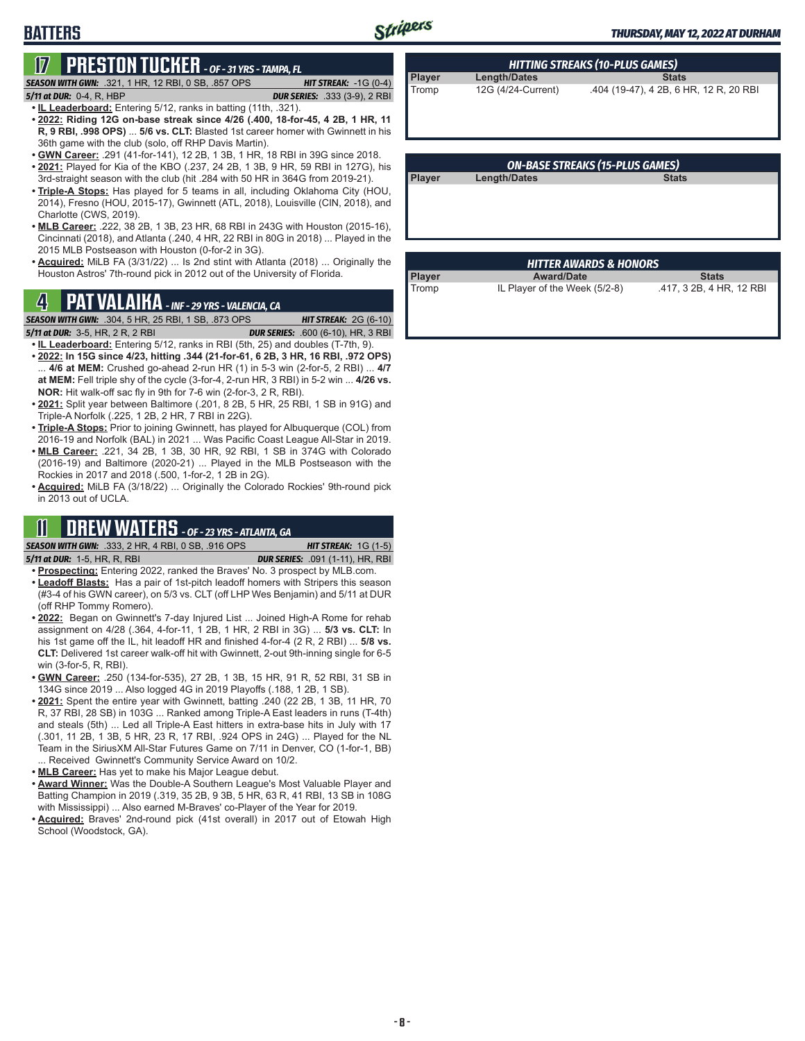# BATTERS

## 17 PRESTON TUCKER - OF - 31 YRS - TAMPA, FL

***SEASON WITH GWN:*** .321, 1 HR, 12 RBI, 0 SB, .857 OPS — ***HIT STREAK:*** -1G (0-4)
***5/11 at DUR:*** 0-4, R, HBP — ***DUR SERIES:*** .333 (3-9), 2 RBI

- **IL Leaderboard:** Entering 5/12, ranks in batting (11th, .321).
- **2022: Riding 12G on-base streak since 4/26 (.400, 18-for-45, 4 2B, 1 HR, 11 R, 9 RBI, .998 OPS)** ... **5/6 vs. CLT:** Blasted 1st career homer with Gwinnett in his 36th game with the club (solo, off RHP Davis Martin).
- **GWN Career:** .291 (41-for-141), 12 2B, 1 3B, 1 HR, 18 RBI in 39G since 2018.
- **2021:** Played for Kia of the KBO (.237, 24 2B, 1 3B, 9 HR, 59 RBI in 127G), his 3rd-straight season with the club (hit .284 with 50 HR in 364G from 2019-21).
- **Triple-A Stops:** Has played for 5 teams in all, including Oklahoma City (HOU, 2014), Fresno (HOU, 2015-17), Gwinnett (ATL, 2018), Louisville (CIN, 2018), and Charlotte (CWS, 2019).
- **MLB Career:** .222, 38 2B, 1 3B, 23 HR, 68 RBI in 243G with Houston (2015-16), Cincinnati (2018), and Atlanta (.240, 4 HR, 22 RBI in 80G in 2018) ... Played in the 2015 MLB Postseason with Houston (0-for-2 in 3G).
- **Acquired:** MiLB FA (3/31/22) ... Is 2nd stint with Atlanta (2018) ... Originally the Houston Astros' 7th-round pick in 2012 out of the University of Florida.

## 4 PAT VALAIKA - INF - 29 YRS - VALENCIA, CA

***SEASON WITH GWN:*** .304, 5 HR, 25 RBI, 1 SB, .873 OPS — ***HIT STREAK:*** 2G (6-10)
***5/11 at DUR:*** 3-5, HR, 2 R, 2 RBI — ***DUR SERIES:*** .600 (6-10), HR, 3 RBI

- **IL Leaderboard:** Entering 5/12, ranks in RBI (5th, 25) and doubles (T-7th, 9).
- **2022: In 15G since 4/23, hitting .344 (21-for-61, 6 2B, 3 HR, 16 RBI, .972 OPS)** ... **4/6 at MEM:** Crushed go-ahead 2-run HR (1) in 5-3 win (2-for-5, 2 RBI) ... **4/7 at MEM:** Fell triple shy of the cycle (3-for-4, 2-run HR, 3 RBI) in 5-2 win ... **4/26 vs. NOR:** Hit walk-off sac fly in 9th for 7-6 win (2-for-3, 2 R, RBI).
- **2021:** Split year between Baltimore (.201, 8 2B, 5 HR, 25 RBI, 1 SB in 91G) and Triple-A Norfolk (.225, 1 2B, 2 HR, 7 RBI in 22G).
- **Triple-A Stops:** Prior to joining Gwinnett, has played for Albuquerque (COL) from 2016-19 and Norfolk (BAL) in 2021 ... Was Pacific Coast League All-Star in 2019.
- **MLB Career:** .221, 34 2B, 1 3B, 30 HR, 92 RBI, 1 SB in 374G with Colorado (2016-19) and Baltimore (2020-21) ... Played in the MLB Postseason with the Rockies in 2017 and 2018 (.500, 1-for-2, 1 2B in 2G).
- **Acquired:** MiLB FA (3/18/22) ... Originally the Colorado Rockies' 9th-round pick in 2013 out of UCLA.

## 11 DREW WATERS - OF - 23 YRS - ATLANTA, GA

***SEASON WITH GWN:*** .333, 2 HR, 4 RBI, 0 SB, .916 OPS — ***HIT STREAK:*** 1G (1-5)
***5/11 at DUR:*** 1-5, HR, R, RBI — ***DUR SERIES:*** .091 (1-11), HR, RBI

- **Prospecting:** Entering 2022, ranked the Braves' No. 3 prospect by MLB.com.
- **Leadoff Blasts:** Has a pair of 1st-pitch leadoff homers with Stripers this season (#3-4 of his GWN career), on 5/3 vs. CLT (off LHP Wes Benjamin) and 5/11 at DUR (off RHP Tommy Romero).
- **2022:** Began on Gwinnett's 7-day Injured List ... Joined High-A Rome for rehab assignment on 4/28 (.364, 4-for-11, 1 2B, 1 HR, 2 RBI in 3G) ... **5/3 vs. CLT:** In his 1st game off the IL, hit leadoff HR and finished 4-for-4 (2 R, 2 RBI) ... **5/8 vs. CLT:** Delivered 1st career walk-off hit with Gwinnett, 2-out 9th-inning single for 6-5 win (3-for-5, R, RBI).
- **GWN Career:** .250 (134-for-535), 27 2B, 1 3B, 15 HR, 91 R, 52 RBI, 31 SB in 134G since 2019 ... Also logged 4G in 2019 Playoffs (.188, 1 2B, 1 SB).
- **2021:** Spent the entire year with Gwinnett, batting .240 (22 2B, 1 3B, 11 HR, 70 R, 37 RBI, 28 SB) in 103G ... Ranked among Triple-A East leaders in runs (T-4th) and steals (5th) ... Led all Triple-A East hitters in extra-base hits in July with 17 (.301, 11 2B, 1 3B, 5 HR, 23 R, 17 RBI, .924 OPS in 24G) ... Played for the NL Team in the SiriusXM All-Star Futures Game on 7/11 in Denver, CO (1-for-1, BB) ... Received Gwinnett's Community Service Award on 10/2.
- **MLB Career:** Has yet to make his Major League debut.
- **Award Winner:** Was the Double-A Southern League's Most Valuable Player and Batting Champion in 2019 (.319, 35 2B, 9 3B, 5 HR, 63 R, 41 RBI, 13 SB in 108G with Mississippi) ... Also earned M-Braves' co-Player of the Year for 2019.
- **Acquired:** Braves' 2nd-round pick (41st overall) in 2017 out of Etowah High School (Woodstock, GA).

### HITTING STREAKS (10-PLUS GAMES)

| Player | Length/Dates | Stats |
|---|---|---|
| Tromp | 12G (4/24-Current) | .404 (19-47), 4 2B, 6 HR, 12 R, 20 RBI |

### ON-BASE STREAKS (15-PLUS GAMES)

| Player | Length/Dates | Stats |
|---|---|---|

### HITTER AWARDS & HONORS

| Player | Award/Date | Stats |
|---|---|---|
| Tromp | IL Player of the Week (5/2-8) | .417, 3 2B, 4 HR, 12 RBI |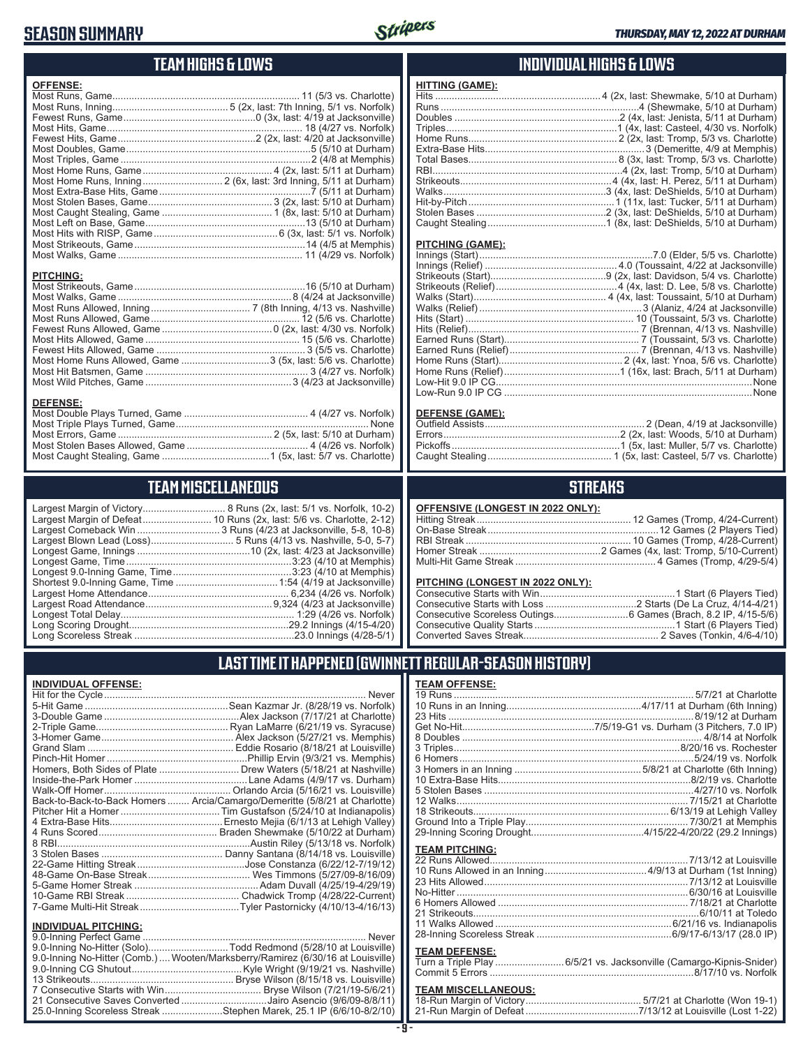# SEASON SUMMARY

THURSDAY, MAY 12, 2022 AT DURHAM

## TEAM HIGHS & LOWS

**OFFENSE:**

| | |
|---|---|
| Most Runs, Game | 11 (5/3 vs. Charlotte) |
| Most Runs, Inning | 5 (2x, last: 7th Inning, 5/1 vs. Norfolk) |
| Fewest Runs, Game | 0 (3x, last: 4/19 at Jacksonville) |
| Most Hits, Game | 18 (4/27 vs. Norfolk) |
| Fewest Hits, Game | 2 (2x, last: 4/20 at Jacksonville) |
| Most Doubles, Game | 5 (5/10 at Durham) |
| Most Triples, Game | 2 (4/8 at Memphis) |
| Most Home Runs, Game | 4 (2x, last: 5/11 at Durham) |
| Most Home Runs, Inning | 2 (6x, last: 3rd Inning, 5/11 at Durham) |
| Most Extra-Base Hits, Game | 7 (5/11 at Durham) |
| Most Stolen Bases, Game | 3 (2x, last: 5/10 at Durham) |
| Most Caught Stealing, Game | 1 (8x, last: 5/10 at Durham) |
| Most Left on Base, Game | 13 (5/10 at Durham) |
| Most Hits with RISP, Game | 6 (3x, last: 5/1 vs. Norfolk) |
| Most Strikeouts, Game | 14 (4/5 at Memphis) |
| Most Walks, Game | 11 (4/29 vs. Norfolk) |

**PITCHING:**

| | |
|---|---|
| Most Strikeouts, Game | 16 (5/10 at Durham) |
| Most Walks, Game | 8 (4/24 at Jacksonville) |
| Most Runs Allowed, Inning | 7 (8th Inning, 4/13 vs. Nashville) |
| Most Runs Allowed, Game | 12 (5/6 vs. Charlotte) |
| Fewest Runs Allowed, Game | 0 (2x, last: 4/30 vs. Norfolk) |
| Most Hits Allowed, Game | 15 (5/6 vs. Charlotte) |
| Fewest Hits Allowed, Game | 3 (5/5 vs. Charlotte) |
| Most Home Runs Allowed, Game | 3 (5x, last: 5/6 vs. Charlotte) |
| Most Hit Batsmen, Game | 3 (4/27 vs. Norfolk) |
| Most Wild Pitches, Game | 3 (4/23 at Jacksonville) |

**DEFENSE:**

| | |
|---|---|
| Most Double Plays Turned, Game | 4 (4/27 vs. Norfolk) |
| Most Triple Plays Turned, Game | None |
| Most Errors, Game | 2 (5x, last: 5/10 at Durham) |
| Most Stolen Bases Allowed, Game | 4 (4/26 vs. Norfolk) |
| Most Caught Stealing, Game | 1 (5x, last: 5/7 vs. Charlotte) |

## INDIVIDUAL HIGHS & LOWS

**HITTING (GAME):**

| | |
|---|---|
| Hits | 4 (2x, last: Shewmake, 5/10 at Durham) |
| Runs | 4 (Shewmake, 5/10 at Durham) |
| Doubles | 2 (4x, last: Jenista, 5/11 at Durham) |
| Triples | 1 (4x, last: Casteel, 4/30 vs. Norfolk) |
| Home Runs | 2 (2x, last: Tromp, 5/3 vs. Charlotte) |
| Extra-Base Hits | 3 (Demeritte, 4/9 at Memphis) |
| Total Bases | 8 (3x, last: Tromp, 5/3 vs. Charlotte) |
| RBI | 4 (2x, last: Tromp, 5/10 at Durham) |
| Strikeouts | 4 (4x, last: H. Perez, 5/11 at Durham) |
| Walks | 3 (4x, last: DeShields, 5/10 at Durham) |
| Hit-by-Pitch | 1 (11x, last: Tucker, 5/11 at Durham) |
| Stolen Bases | 2 (3x, last: DeShields, 5/10 at Durham) |
| Caught Stealing | 1 (8x, last: DeShields, 5/10 at Durham) |

**PITCHING (GAME):**

| | |
|---|---|
| Innings (Start) | 7.0 (Elder, 5/5 vs. Charlotte) |
| Innings (Relief) | 4.0 (Toussaint, 4/22 at Jacksonville) |
| Strikeouts (Start) | 9 (2x, last: Davidson, 5/4 vs. Charlotte) |
| Strikeouts (Relief) | 4 (4x, last: D. Lee, 5/8 vs. Charlotte) |
| Walks (Start) | 4 (4x, last: Toussaint, 5/10 at Durham) |
| Walks (Relief) | 3 (Alaniz, 4/24 at Jacksonville) |
| Hits (Start) | 10 (Toussaint, 5/3 vs. Charlotte) |
| Hits (Relief) | 7 (Brennan, 4/13 vs. Nashville) |
| Earned Runs (Start) | 7 (Toussaint, 5/3 vs. Charlotte) |
| Earned Runs (Relief) | 7 (Brennan, 4/13 vs. Nashville) |
| Home Runs (Start) | 2 (4x, last: Ynoa, 5/6 vs. Charlotte) |
| Home Runs (Relief) | 1 (16x, last: Brach, 5/11 at Durham) |
| Low-Hit 9.0 IP CG | None |
| Low-Run 9.0 IP CG | None |

**DEFENSE (GAME):**

| | |
|---|---|
| Outfield Assists | 2 (Dean, 4/19 at Jacksonville) |
| Errors | 2 (2x, last: Woods, 5/10 at Durham) |
| Pickoffs | 1 (5x, last: Muller, 5/7 vs. Charlotte) |
| Caught Stealing | 1 (5x, last: Casteel, 5/7 vs. Charlotte) |

## TEAM MISCELLANEOUS

| | |
|---|---|
| Largest Margin of Victory | 8 Runs (2x, last: 5/1 vs. Norfolk, 10-2) |
| Largest Margin of Defeat | 10 Runs (2x, last: 5/6 vs. Charlotte, 2-12) |
| Largest Comeback Win | 3 Runs (4/23 at Jacksonville, 5-8, 10-8) |
| Largest Blown Lead (Loss) | 5 Runs (4/13 vs. Nashville, 5-0, 5-7) |
| Longest Game, Innings | 10 (2x, last: 4/23 at Jacksonville) |
| Longest Game, Time | 3:23 (4/10 at Memphis) |
| Longest 9.0-Inning Game, Time | 3:23 (4/10 at Memphis) |
| Shortest 9.0-Inning Game, Time | 1:54 (4/19 at Jacksonville) |
| Largest Home Attendance | 6,234 (4/26 vs. Norfolk) |
| Largest Road Attendance | 9,324 (4/23 at Jacksonville) |
| Longest Total Delay | 1:29 (4/26 vs. Norfolk) |
| Long Scoring Drought | 29.2 Innings (4/15-4/20) |
| Long Scoreless Streak | 23.0 Innings (4/28-5/1) |

## STREAKS

**OFFENSIVE (LONGEST IN 2022 ONLY):**

| | |
|---|---|
| Hitting Streak | 12 Games (Tromp, 4/24-Current) |
| On-Base Streak | 12 Games (2 Players Tied) |
| RBI Streak | 10 Games (Tromp, 4/28-Current) |
| Homer Streak | 2 Games (4x, last: Tromp, 5/10-Current) |
| Multi-Hit Game Streak | 4 Games (Tromp, 4/29-5/4) |

**PITCHING (LONGEST IN 2022 ONLY):**

| | |
|---|---|
| Consecutive Starts with Win | 1 Start (6 Players Tied) |
| Consecutive Starts with Loss | 2 Starts (De La Cruz, 4/14-4/21) |
| Consecutive Scoreless Outings | 6 Games (Brach, 8.2 IP, 4/15-5/6) |
| Consecutive Quality Starts | 1 Start (6 Players Tied) |
| Converted Saves Streak | 2 Saves (Tonkin, 4/6-4/10) |

## LAST TIME IT HAPPENED (GWINNETT REGULAR-SEASON HISTORY)

**INDIVIDUAL OFFENSE:**

| | |
|---|---|
| Hit for the Cycle | Never |
| 5-Hit Game | Sean Kazmar Jr. (8/28/19 vs. Norfolk) |
| 3-Double Game | Alex Jackson (7/17/21 at Charlotte) |
| 2-Triple Game | Ryan LaMarre (6/21/19 vs. Syracuse) |
| 3-Homer Game | Alex Jackson (5/27/21 vs. Memphis) |
| Grand Slam | Eddie Rosario (8/18/21 at Louisville) |
| Pinch-Hit Homer | Phillip Ervin (9/3/21 vs. Memphis) |
| Homers, Both Sides of Plate | Drew Waters (5/18/21 at Nashville) |
| Inside-the-Park Homer | Lane Adams (4/9/17 vs. Durham) |
| Walk-Off Homer | Orlando Arcia (5/16/21 vs. Louisville) |
| Back-to-Back-to-Back Homers | Arcia/Camargo/Demeritte (5/8/21 at Charlotte) |
| Pitcher Hit a Homer | Tim Gustafson (5/24/10 at Indianapolis) |
| 4 Extra-Base Hits | Ernesto Mejia (6/1/13 at Lehigh Valley) |
| 4 Runs Scored | Braden Shewmake (5/10/22 at Durham) |
| 8 RBI | Austin Riley (5/13/18 vs. Norfolk) |
| 3 Stolen Bases | Danny Santana (8/14/18 vs. Louisville) |
| 22-Game Hitting Streak | Jose Constanza (6/22/12-7/19/12) |
| 48-Game On-Base Streak | Wes Timmons (5/27/09-8/16/09) |
| 5-Game Homer Streak | Adam Duvall (4/25/19-4/29/19) |
| 10-Game RBI Streak | Chadwick Tromp (4/28/22-Current) |
| 7-Game Multi-Hit Streak | Tyler Pastornicky (4/10/13-4/16/13) |

**INDIVIDUAL PITCHING:**

| | |
|---|---|
| 9.0-Inning Perfect Game | Never |
| 9.0-Inning No-Hitter (Solo) | Todd Redmond (5/28/10 at Louisville) |
| 9.0-Inning No-Hitter (Comb.) | Wooten/Marksberry/Ramirez (6/30/16 at Louisville) |
| 9.0-Inning CG Shutout | Kyle Wright (9/19/21 vs. Nashville) |
| 13 Strikeouts | Bryse Wilson (8/15/18 vs. Louisville) |
| 7 Consecutive Starts with Win | Bryse Wilson (7/21/19-5/6/21) |
| 21 Consecutive Saves Converted | Jairo Asencio (9/6/09-8/8/11) |
| 25.0-Inning Scoreless Streak | Stephen Marek, 25.1 IP (6/6/10-8/2/10) |

**TEAM OFFENSE:**

| | |
|---|---|
| 19 Runs | 5/7/21 at Charlotte |
| 10 Runs in an Inning | 4/17/11 at Durham (6th Inning) |
| 23 Hits | 8/19/12 at Durham |
| Get No-Hit | 7/5/19-G1 vs. Durham (3 Pitchers, 7.0 IP) |
| 8 Doubles | 4/8/14 at Norfolk |
| 3 Triples | 8/20/16 vs. Rochester |
| 6 Homers | 5/24/19 vs. Norfolk |
| 3 Homers in an Inning | 5/8/21 at Charlotte (6th Inning) |
| 10 Extra-Base Hits | 8/2/19 vs. Charlotte |
| 5 Stolen Bases | 4/27/10 vs. Norfolk |
| 12 Walks | 7/15/21 at Charlotte |
| 18 Strikeouts | 6/13/19 at Lehigh Valley |
| Ground Into a Triple Play | 7/30/21 at Memphis |
| 29-Inning Scoring Drought | 4/15/22-4/20/22 (29.2 Innings) |

**TEAM PITCHING:**

| | |
|---|---|
| 22 Runs Allowed | 7/13/12 at Louisville |
| 10 Runs Allowed in an Inning | 4/9/13 at Durham (1st Inning) |
| 23 Hits Allowed | 7/13/12 at Louisville |
| No-Hitter | 6/30/16 at Louisville |
| 6 Homers Allowed | 7/18/21 at Charlotte |
| 21 Strikeouts | 6/10/11 at Toledo |
| 11 Walks Allowed | 6/21/16 vs. Indianapolis |
| 28-Inning Scoreless Streak | 6/9/17-6/13/17 (28.0 IP) |

**TEAM DEFENSE:**

| | |
|---|---|
| Turn a Triple Play | 6/5/21 vs. Jacksonville (Camargo-Kipnis-Snider) |
| Commit 5 Errors | 8/17/10 vs. Norfolk |

**TEAM MISCELLANEOUS:**

| | |
|---|---|
| 18-Run Margin of Victory | 5/7/21 at Charlotte (Won 19-1) |
| 21-Run Margin of Defeat | 7/13/12 at Louisville (Lost 1-22) |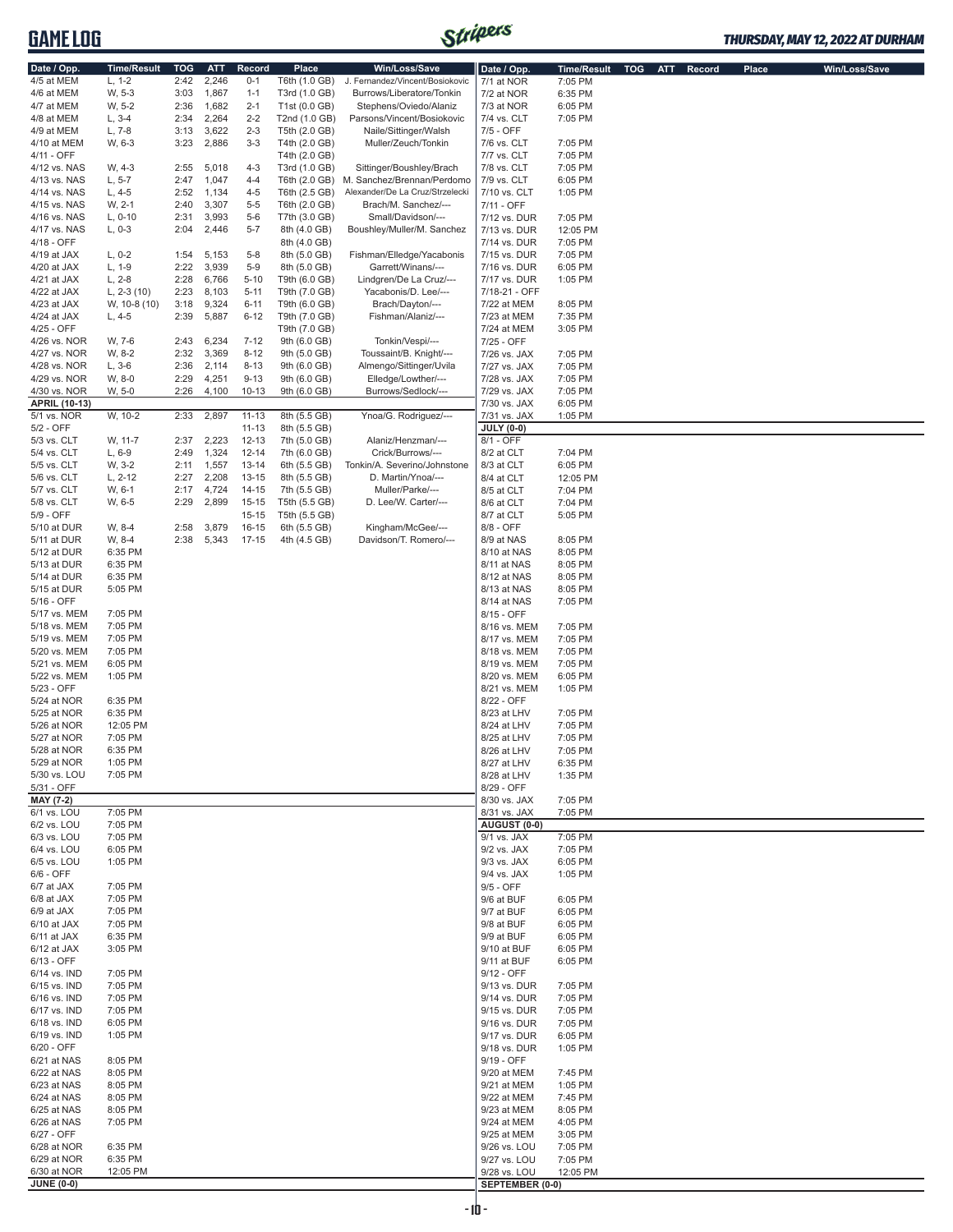# GAME LOG

*THURSDAY, MAY 12, 2022 AT DURHAM*

| Date / Opp. | Time/Result | TOG | ATT | Record | Place | Win/Loss/Save |
|---|---|---|---|---|---|---|
| 4/5 at MEM | L, 1-2 | 2:42 | 2,246 | 0-1 | T6th (1.0 GB) | J. Fernandez/Vincent/Bosiokovic |
| 4/6 at MEM | W, 5-3 | 3:03 | 1,867 | 1-1 | T3rd (1.0 GB) | Burrows/Liberatore/Tonkin |
| 4/7 at MEM | W, 5-2 | 2:36 | 1,682 | 2-1 | T1st (0.0 GB) | Stephens/Oviedo/Alaniz |
| 4/8 at MEM | L, 3-4 | 2:34 | 2,264 | 2-2 | T2nd (1.0 GB) | Parsons/Vincent/Bosiokovic |
| 4/9 at MEM | L, 7-8 | 3:13 | 3,622 | 2-3 | T5th (2.0 GB) | Naile/Sittinger/Walsh |
| 4/10 at MEM | W, 6-3 | 3:23 | 2,886 | 3-3 | T4th (2.0 GB) | Muller/Zeuch/Tonkin |
| 4/11 - OFF | | | | | T4th (2.0 GB) | |
| 4/12 vs. NAS | W, 4-3 | 2:55 | 5,018 | 4-3 | T3rd (1.0 GB) | Sittinger/Boushley/Brach |
| 4/13 vs. NAS | L, 5-7 | 2:47 | 1,047 | 4-4 | T6th (2.0 GB) | M. Sanchez/Brennan/Perdomo |
| 4/14 vs. NAS | L, 4-5 | 2:52 | 1,134 | 4-5 | T6th (2.5 GB) | Alexander/De La Cruz/Strzelecki |
| 4/15 vs. NAS | W, 2-1 | 2:40 | 3,307 | 5-5 | T6th (2.0 GB) | Brach/M. Sanchez/--- |
| 4/16 vs. NAS | L, 0-10 | 2:31 | 3,993 | 5-6 | T7th (3.0 GB) | Small/Davidson/--- |
| 4/17 vs. NAS | L, 0-3 | 2:04 | 2,446 | 5-7 | 8th (4.0 GB) | Boushley/Muller/M. Sanchez |
| 4/18 - OFF | | | | | 8th (4.0 GB) | |
| 4/19 at JAX | L, 0-2 | 1:54 | 5,153 | 5-8 | 8th (5.0 GB) | Fishman/Elledge/Yacabonis |
| 4/20 at JAX | L, 1-9 | 2:22 | 3,939 | 5-9 | 8th (5.0 GB) | Garrett/Winans/--- |
| 4/21 at JAX | L, 2-8 | 2:28 | 6,766 | 5-10 | T9th (6.0 GB) | Lindgren/De La Cruz/--- |
| 4/22 at JAX | L, 2-3 (10) | 2:23 | 8,103 | 5-11 | T9th (7.0 GB) | Yacabonis/D. Lee/--- |
| 4/23 at JAX | W, 10-8 (10) | 3:18 | 9,324 | 6-11 | T9th (6.0 GB) | Brach/Dayton/--- |
| 4/24 at JAX | L, 4-5 | 2:39 | 5,887 | 6-12 | T9th (7.0 GB) | Fishman/Alaniz/--- |
| 4/25 - OFF | | | | | T9th (7.0 GB) | |
| 4/26 vs. NOR | W, 7-6 | 2:43 | 6,234 | 7-12 | 9th (6.0 GB) | Tonkin/Vespi/--- |
| 4/27 vs. NOR | W, 8-2 | 2:32 | 3,369 | 8-12 | 9th (5.0 GB) | Toussaint/B. Knight/--- |
| 4/28 vs. NOR | L, 3-6 | 2:36 | 2,114 | 8-13 | 9th (6.0 GB) | Almengo/Sittinger/Uvila |
| 4/29 vs. NOR | W, 8-0 | 2:29 | 4,251 | 9-13 | 9th (6.0 GB) | Elledge/Lowther/--- |
| 4/30 vs. NOR | W, 5-0 | 2:26 | 4,100 | 10-13 | 9th (6.0 GB) | Burrows/Sedlock/--- |
| **APRIL (10-13)** | | | | | | |
| 5/1 vs. NOR | W, 10-2 | 2:33 | 2,897 | 11-13 | 8th (5.5 GB) | Ynoa/G. Rodriguez/--- |
| 5/2 - OFF | | | | 11-13 | 8th (5.5 GB) | |
| 5/3 vs. CLT | W, 11-7 | 2:37 | 2,223 | 12-13 | 7th (5.0 GB) | Alaniz/Henzman/--- |
| 5/4 vs. CLT | L, 6-9 | 2:49 | 1,324 | 12-14 | 7th (6.0 GB) | Crick/Burrows/--- |
| 5/5 vs. CLT | W, 3-2 | 2:11 | 1,557 | 13-14 | 6th (5.5 GB) | Tonkin/A. Severino/Johnstone |
| 5/6 vs. CLT | L, 2-12 | 2:27 | 2,208 | 13-15 | 8th (5.5 GB) | D. Martin/Ynoa/--- |
| 5/7 vs. CLT | W, 6-1 | 2:17 | 4,724 | 14-15 | 7th (5.5 GB) | Muller/Parke/--- |
| 5/8 vs. CLT | W, 6-5 | 2:29 | 2,899 | 15-15 | T5th (5.5 GB) | D. Lee/W. Carter/--- |
| 5/9 - OFF | | | | 15-15 | T5th (5.5 GB) | |
| 5/10 at DUR | W, 8-4 | 2:58 | 3,879 | 16-15 | 6th (5.5 GB) | Kingham/McGee/--- |
| 5/11 at DUR | W, 8-4 | 2:38 | 5,343 | 17-15 | 4th (4.5 GB) | Davidson/T. Romero/--- |
| 5/12 at DUR | 6:35 PM | | | | | |
| 5/13 at DUR | 6:35 PM | | | | | |
| 5/14 at DUR | 6:35 PM | | | | | |
| 5/15 at DUR | 5:05 PM | | | | | |
| 5/16 - OFF | | | | | | |
| 5/17 vs. MEM | 7:05 PM | | | | | |
| 5/18 vs. MEM | 7:05 PM | | | | | |
| 5/19 vs. MEM | 7:05 PM | | | | | |
| 5/20 vs. MEM | 7:05 PM | | | | | |
| 5/21 vs. MEM | 6:05 PM | | | | | |
| 5/22 vs. MEM | 1:05 PM | | | | | |
| 5/23 - OFF | | | | | | |
| 5/24 at NOR | 6:35 PM | | | | | |
| 5/25 at NOR | 6:35 PM | | | | | |
| 5/26 at NOR | 12:05 PM | | | | | |
| 5/27 at NOR | 7:05 PM | | | | | |
| 5/28 at NOR | 6:35 PM | | | | | |
| 5/29 at NOR | 1:05 PM | | | | | |
| 5/30 vs. LOU | 7:05 PM | | | | | |
| 5/31 - OFF | | | | | | |
| **MAY (7-2)** | | | | | | |
| 6/1 vs. LOU | 7:05 PM | | | | | |
| 6/2 vs. LOU | 7:05 PM | | | | | |
| 6/3 vs. LOU | 7:05 PM | | | | | |
| 6/4 vs. LOU | 6:05 PM | | | | | |
| 6/5 vs. LOU | 1:05 PM | | | | | |
| 6/6 - OFF | | | | | | |
| 6/7 at JAX | 7:05 PM | | | | | |
| 6/8 at JAX | 7:05 PM | | | | | |
| 6/9 at JAX | 7:05 PM | | | | | |
| 6/10 at JAX | 7:05 PM | | | | | |
| 6/11 at JAX | 6:35 PM | | | | | |
| 6/12 at JAX | 3:05 PM | | | | | |
| 6/13 - OFF | | | | | | |
| 6/14 vs. IND | 7:05 PM | | | | | |
| 6/15 vs. IND | 7:05 PM | | | | | |
| 6/16 vs. IND | 7:05 PM | | | | | |
| 6/17 vs. IND | 7:05 PM | | | | | |
| 6/18 vs. IND | 6:05 PM | | | | | |
| 6/19 vs. IND | 1:05 PM | | | | | |
| 6/20 - OFF | | | | | | |
| 6/21 at NAS | 8:05 PM | | | | | |
| 6/22 at NAS | 8:05 PM | | | | | |
| 6/23 at NAS | 8:05 PM | | | | | |
| 6/24 at NAS | 8:05 PM | | | | | |
| 6/25 at NAS | 8:05 PM | | | | | |
| 6/26 at NAS | 7:05 PM | | | | | |
| 6/27 - OFF | | | | | | |
| 6/28 at NOR | 6:35 PM | | | | | |
| 6/29 at NOR | 6:35 PM | | | | | |
| 6/30 at NOR | 12:05 PM | | | | | |
| **JUNE (0-0)** | | | | | | |

| Date / Opp. | Time/Result | TOG | ATT | Record | Place | Win/Loss/Save |
|---|---|---|---|---|---|---|
| 7/1 at NOR | 7:05 PM | | | | | |
| 7/2 at NOR | 6:35 PM | | | | | |
| 7/3 at NOR | 6:05 PM | | | | | |
| 7/4 vs. CLT | 7:05 PM | | | | | |
| 7/5 - OFF | | | | | | |
| 7/6 vs. CLT | 7:05 PM | | | | | |
| 7/7 vs. CLT | 7:05 PM | | | | | |
| 7/8 vs. CLT | 7:05 PM | | | | | |
| 7/9 vs. CLT | 6:05 PM | | | | | |
| 7/10 vs. CLT | 1:05 PM | | | | | |
| 7/11 - OFF | | | | | | |
| 7/12 vs. DUR | 7:05 PM | | | | | |
| 7/13 vs. DUR | 12:05 PM | | | | | |
| 7/14 vs. DUR | 7:05 PM | | | | | |
| 7/15 vs. DUR | 7:05 PM | | | | | |
| 7/16 vs. DUR | 6:05 PM | | | | | |
| 7/17 vs. DUR | 1:05 PM | | | | | |
| 7/18-21 - OFF | | | | | | |
| 7/22 at MEM | 8:05 PM | | | | | |
| 7/23 at MEM | 7:35 PM | | | | | |
| 7/24 at MEM | 3:05 PM | | | | | |
| 7/25 - OFF | | | | | | |
| 7/26 vs. JAX | 7:05 PM | | | | | |
| 7/27 vs. JAX | 7:05 PM | | | | | |
| 7/28 vs. JAX | 7:05 PM | | | | | |
| 7/29 vs. JAX | 7:05 PM | | | | | |
| 7/30 vs. JAX | 6:05 PM | | | | | |
| 7/31 vs. JAX | 1:05 PM | | | | | |
| **JULY (0-0)** | | | | | | |
| 8/1 - OFF | | | | | | |
| 8/2 at CLT | 7:04 PM | | | | | |
| 8/3 at CLT | 6:05 PM | | | | | |
| 8/4 at CLT | 12:05 PM | | | | | |
| 8/5 at CLT | 7:04 PM | | | | | |
| 8/6 at CLT | 7:04 PM | | | | | |
| 8/7 at CLT | 5:05 PM | | | | | |
| 8/8 - OFF | | | | | | |
| 8/9 at NAS | 8:05 PM | | | | | |
| 8/10 at NAS | 8:05 PM | | | | | |
| 8/11 at NAS | 8:05 PM | | | | | |
| 8/12 at NAS | 8:05 PM | | | | | |
| 8/13 at NAS | 8:05 PM | | | | | |
| 8/14 at NAS | 7:05 PM | | | | | |
| 8/15 - OFF | | | | | | |
| 8/16 vs. MEM | 7:05 PM | | | | | |
| 8/17 vs. MEM | 7:05 PM | | | | | |
| 8/18 vs. MEM | 7:05 PM | | | | | |
| 8/19 vs. MEM | 7:05 PM | | | | | |
| 8/20 vs. MEM | 6:05 PM | | | | | |
| 8/21 vs. MEM | 1:05 PM | | | | | |
| 8/22 - OFF | | | | | | |
| 8/23 at LHV | 7:05 PM | | | | | |
| 8/24 at LHV | 7:05 PM | | | | | |
| 8/25 at LHV | 7:05 PM | | | | | |
| 8/26 at LHV | 7:05 PM | | | | | |
| 8/27 at LHV | 6:35 PM | | | | | |
| 8/28 at LHV | 1:35 PM | | | | | |
| 8/29 - OFF | | | | | | |
| 8/30 vs. JAX | 7:05 PM | | | | | |
| 8/31 vs. JAX | 7:05 PM | | | | | |
| **AUGUST (0-0)** | | | | | | |
| 9/1 vs. JAX | 7:05 PM | | | | | |
| 9/2 vs. JAX | 7:05 PM | | | | | |
| 9/3 vs. JAX | 6:05 PM | | | | | |
| 9/4 vs. JAX | 1:05 PM | | | | | |
| 9/5 - OFF | | | | | | |
| 9/6 at BUF | 6:05 PM | | | | | |
| 9/7 at BUF | 6:05 PM | | | | | |
| 9/8 at BUF | 6:05 PM | | | | | |
| 9/9 at BUF | 6:05 PM | | | | | |
| 9/10 at BUF | 6:05 PM | | | | | |
| 9/11 at BUF | 6:05 PM | | | | | |
| 9/12 - OFF | | | | | | |
| 9/13 vs. DUR | 7:05 PM | | | | | |
| 9/14 vs. DUR | 7:05 PM | | | | | |
| 9/15 vs. DUR | 7:05 PM | | | | | |
| 9/16 vs. DUR | 7:05 PM | | | | | |
| 9/17 vs. DUR | 6:05 PM | | | | | |
| 9/18 vs. DUR | 1:05 PM | | | | | |
| 9/19 - OFF | | | | | | |
| 9/20 at MEM | 7:45 PM | | | | | |
| 9/21 at MEM | 1:05 PM | | | | | |
| 9/22 at MEM | 7:45 PM | | | | | |
| 9/23 at MEM | 8:05 PM | | | | | |
| 9/24 at MEM | 4:05 PM | | | | | |
| 9/25 at MEM | 3:05 PM | | | | | |
| 9/26 vs. LOU | 7:05 PM | | | | | |
| 9/27 vs. LOU | 7:05 PM | | | | | |
| 9/28 vs. LOU | 12:05 PM | | | | | |
| **SEPTEMBER (0-0)** | | | | | | |